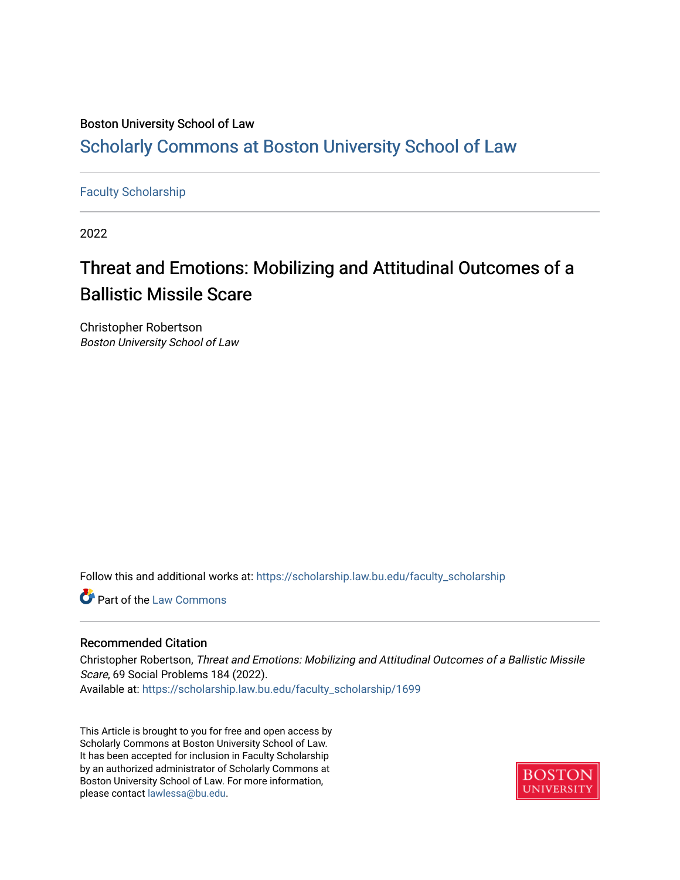Boston University School of Law

# Scholarly Commons at Boston University School of Law

Faculty Scholarship

2022

## Threat and Emotions: Mobilizing and Attitudinal Outcomes of a Ballistic Missile Scare

Christopher Robertson
*Boston University School of Law*

Follow this and additional works at: https://scholarship.law.bu.edu/faculty_scholarship

Part of the Law Commons

### Recommended Citation

Christopher Robertson, *Threat and Emotions: Mobilizing and Attitudinal Outcomes of a Ballistic Missile Scare*, 69 Social Problems 184 (2022).
Available at: https://scholarship.law.bu.edu/faculty_scholarship/1699

This Article is brought to you for free and open access by Scholarly Commons at Boston University School of Law. It has been accepted for inclusion in Faculty Scholarship by an authorized administrator of Scholarly Commons at Boston University School of Law. For more information, please contact lawlessa@bu.edu.

BOSTON UNIVERSITY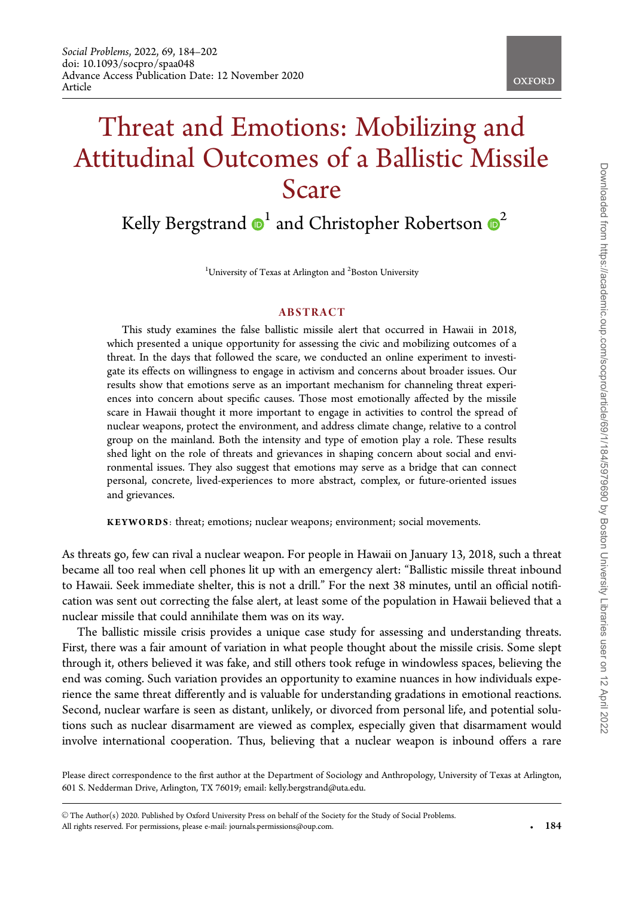# Threat and Emotions: Mobilizing and Attitudinal Outcomes of a Ballistic Missile Scare

Kelly Bergstrand[1] and Christopher Robertson[2]

[1]University of Texas at Arlington and [2]Boston University

## ABSTRACT

This study examines the false ballistic missile alert that occurred in Hawaii in 2018, which presented a unique opportunity for assessing the civic and mobilizing outcomes of a threat. In the days that followed the scare, we conducted an online experiment to investigate its effects on willingness to engage in activism and concerns about broader issues. Our results show that emotions serve as an important mechanism for channeling threat experiences into concern about specific causes. Those most emotionally affected by the missile scare in Hawaii thought it more important to engage in activities to control the spread of nuclear weapons, protect the environment, and address climate change, relative to a control group on the mainland. Both the intensity and type of emotion play a role. These results shed light on the role of threats and grievances in shaping concern about social and environmental issues. They also suggest that emotions may serve as a bridge that can connect personal, concrete, lived-experiences to more abstract, complex, or future-oriented issues and grievances.

**KEYWORDS**: threat; emotions; nuclear weapons; environment; social movements.

As threats go, few can rival a nuclear weapon. For people in Hawaii on January 13, 2018, such a threat became all too real when cell phones lit up with an emergency alert: "Ballistic missile threat inbound to Hawaii. Seek immediate shelter, this is not a drill." For the next 38 minutes, until an official notification was sent out correcting the false alert, at least some of the population in Hawaii believed that a nuclear missile that could annihilate them was on its way.

The ballistic missile crisis provides a unique case study for assessing and understanding threats. First, there was a fair amount of variation in what people thought about the missile crisis. Some slept through it, others believed it was fake, and still others took refuge in windowless spaces, believing the end was coming. Such variation provides an opportunity to examine nuances in how individuals experience the same threat differently and is valuable for understanding gradations in emotional reactions. Second, nuclear warfare is seen as distant, unlikely, or divorced from personal life, and potential solutions such as nuclear disarmament are viewed as complex, especially given that disarmament would involve international cooperation. Thus, believing that a nuclear weapon is inbound offers a rare

Please direct correspondence to the first author at the Department of Sociology and Anthropology, University of Texas at Arlington, 601 S. Nedderman Drive, Arlington, TX 76019; email: kelly.bergstrand@uta.edu.

© The Author(s) 2020. Published by Oxford University Press on behalf of the Society for the Study of Social Problems. All rights reserved. For permissions, please e-mail: journals.permissions@oup.com.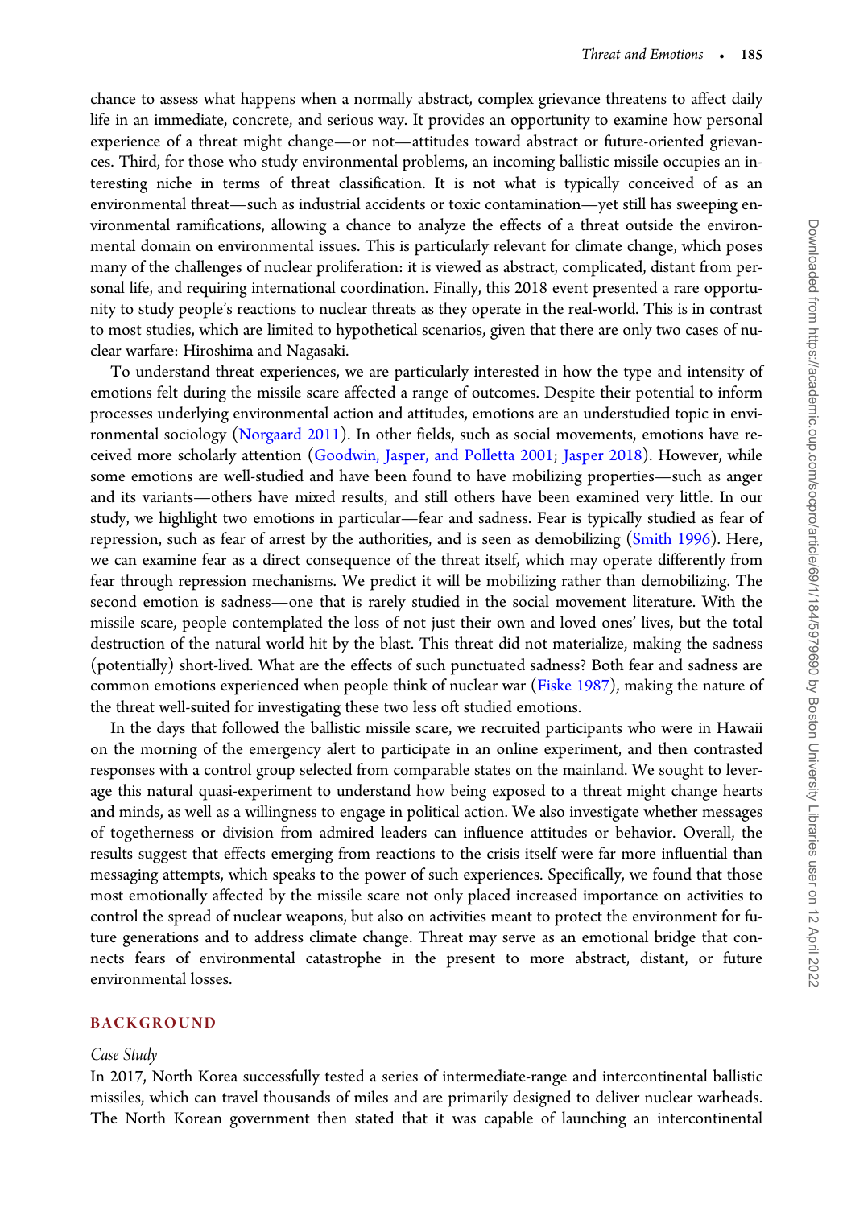chance to assess what happens when a normally abstract, complex grievance threatens to affect daily life in an immediate, concrete, and serious way. It provides an opportunity to examine how personal experience of a threat might change—or not—attitudes toward abstract or future-oriented grievances. Third, for those who study environmental problems, an incoming ballistic missile occupies an interesting niche in terms of threat classification. It is not what is typically conceived of as an environmental threat—such as industrial accidents or toxic contamination—yet still has sweeping environmental ramifications, allowing a chance to analyze the effects of a threat outside the environmental domain on environmental issues. This is particularly relevant for climate change, which poses many of the challenges of nuclear proliferation: it is viewed as abstract, complicated, distant from personal life, and requiring international coordination. Finally, this 2018 event presented a rare opportunity to study people's reactions to nuclear threats as they operate in the real-world. This is in contrast to most studies, which are limited to hypothetical scenarios, given that there are only two cases of nuclear warfare: Hiroshima and Nagasaki.

To understand threat experiences, we are particularly interested in how the type and intensity of emotions felt during the missile scare affected a range of outcomes. Despite their potential to inform processes underlying environmental action and attitudes, emotions are an understudied topic in environmental sociology (Norgaard 2011). In other fields, such as social movements, emotions have received more scholarly attention (Goodwin, Jasper, and Polletta 2001; Jasper 2018). However, while some emotions are well-studied and have been found to have mobilizing properties—such as anger and its variants—others have mixed results, and still others have been examined very little. In our study, we highlight two emotions in particular—fear and sadness. Fear is typically studied as fear of repression, such as fear of arrest by the authorities, and is seen as demobilizing (Smith 1996). Here, we can examine fear as a direct consequence of the threat itself, which may operate differently from fear through repression mechanisms. We predict it will be mobilizing rather than demobilizing. The second emotion is sadness—one that is rarely studied in the social movement literature. With the missile scare, people contemplated the loss of not just their own and loved ones' lives, but the total destruction of the natural world hit by the blast. This threat did not materialize, making the sadness (potentially) short-lived. What are the effects of such punctuated sadness? Both fear and sadness are common emotions experienced when people think of nuclear war (Fiske 1987), making the nature of the threat well-suited for investigating these two less oft studied emotions.

In the days that followed the ballistic missile scare, we recruited participants who were in Hawaii on the morning of the emergency alert to participate in an online experiment, and then contrasted responses with a control group selected from comparable states on the mainland. We sought to leverage this natural quasi-experiment to understand how being exposed to a threat might change hearts and minds, as well as a willingness to engage in political action. We also investigate whether messages of togetherness or division from admired leaders can influence attitudes or behavior. Overall, the results suggest that effects emerging from reactions to the crisis itself were far more influential than messaging attempts, which speaks to the power of such experiences. Specifically, we found that those most emotionally affected by the missile scare not only placed increased importance on activities to control the spread of nuclear weapons, but also on activities meant to protect the environment for future generations and to address climate change. Threat may serve as an emotional bridge that connects fears of environmental catastrophe in the present to more abstract, distant, or future environmental losses.

## BACKGROUND

### *Case Study*

In 2017, North Korea successfully tested a series of intermediate-range and intercontinental ballistic missiles, which can travel thousands of miles and are primarily designed to deliver nuclear warheads. The North Korean government then stated that it was capable of launching an intercontinental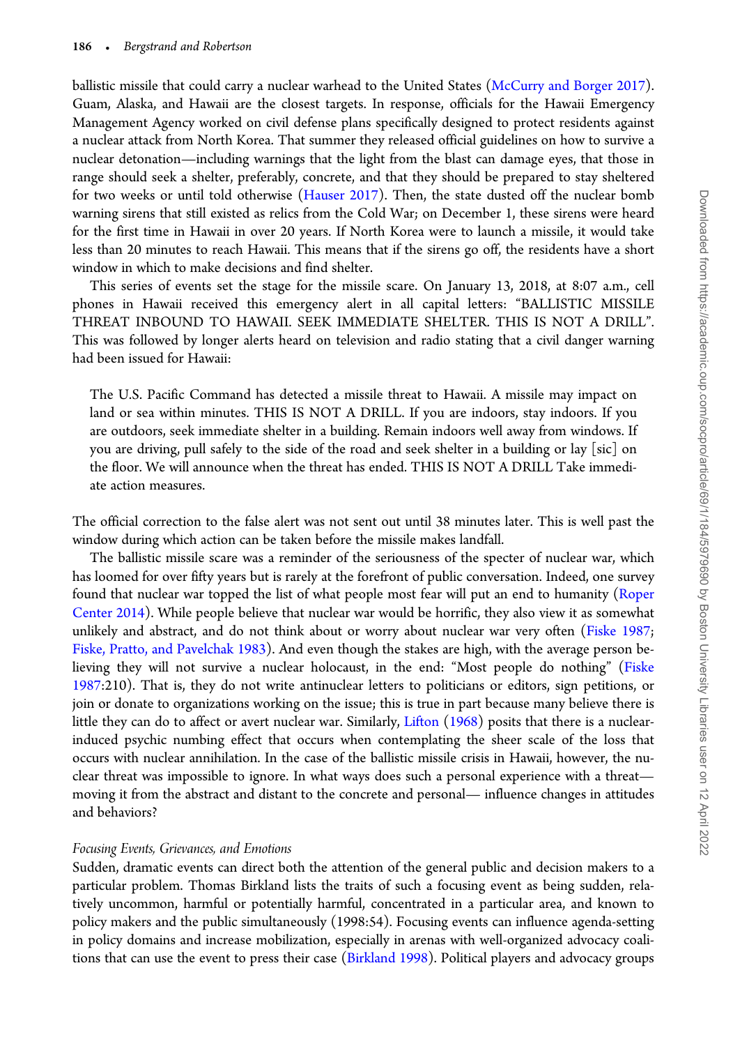ballistic missile that could carry a nuclear warhead to the United States (McCurry and Borger 2017). Guam, Alaska, and Hawaii are the closest targets. In response, officials for the Hawaii Emergency Management Agency worked on civil defense plans specifically designed to protect residents against a nuclear attack from North Korea. That summer they released official guidelines on how to survive a nuclear detonation—including warnings that the light from the blast can damage eyes, that those in range should seek a shelter, preferably, concrete, and that they should be prepared to stay sheltered for two weeks or until told otherwise (Hauser 2017). Then, the state dusted off the nuclear bomb warning sirens that still existed as relics from the Cold War; on December 1, these sirens were heard for the first time in Hawaii in over 20 years. If North Korea were to launch a missile, it would take less than 20 minutes to reach Hawaii. This means that if the sirens go off, the residents have a short window in which to make decisions and find shelter.

This series of events set the stage for the missile scare. On January 13, 2018, at 8:07 a.m., cell phones in Hawaii received this emergency alert in all capital letters: "BALLISTIC MISSILE THREAT INBOUND TO HAWAII. SEEK IMMEDIATE SHELTER. THIS IS NOT A DRILL". This was followed by longer alerts heard on television and radio stating that a civil danger warning had been issued for Hawaii:

> The U.S. Pacific Command has detected a missile threat to Hawaii. A missile may impact on land or sea within minutes. THIS IS NOT A DRILL. If you are indoors, stay indoors. If you are outdoors, seek immediate shelter in a building. Remain indoors well away from windows. If you are driving, pull safely to the side of the road and seek shelter in a building or lay [sic] on the floor. We will announce when the threat has ended. THIS IS NOT A DRILL Take immediate action measures.

The official correction to the false alert was not sent out until 38 minutes later. This is well past the window during which action can be taken before the missile makes landfall.

The ballistic missile scare was a reminder of the seriousness of the specter of nuclear war, which has loomed for over fifty years but is rarely at the forefront of public conversation. Indeed, one survey found that nuclear war topped the list of what people most fear will put an end to humanity (Roper Center 2014). While people believe that nuclear war would be horrific, they also view it as somewhat unlikely and abstract, and do not think about or worry about nuclear war very often (Fiske 1987; Fiske, Pratto, and Pavelchak 1983). And even though the stakes are high, with the average person believing they will not survive a nuclear holocaust, in the end: "Most people do nothing" (Fiske 1987:210). That is, they do not write antinuclear letters to politicians or editors, sign petitions, or join or donate to organizations working on the issue; this is true in part because many believe there is little they can do to affect or avert nuclear war. Similarly, Lifton (1968) posits that there is a nuclear-induced psychic numbing effect that occurs when contemplating the sheer scale of the loss that occurs with nuclear annihilation. In the case of the ballistic missile crisis in Hawaii, however, the nuclear threat was impossible to ignore. In what ways does such a personal experience with a threat—moving it from the abstract and distant to the concrete and personal— influence changes in attitudes and behaviors?

### *Focusing Events, Grievances, and Emotions*

Sudden, dramatic events can direct both the attention of the general public and decision makers to a particular problem. Thomas Birkland lists the traits of such a focusing event as being sudden, relatively uncommon, harmful or potentially harmful, concentrated in a particular area, and known to policy makers and the public simultaneously (1998:54). Focusing events can influence agenda-setting in policy domains and increase mobilization, especially in arenas with well-organized advocacy coalitions that can use the event to press their case (Birkland 1998). Political players and advocacy groups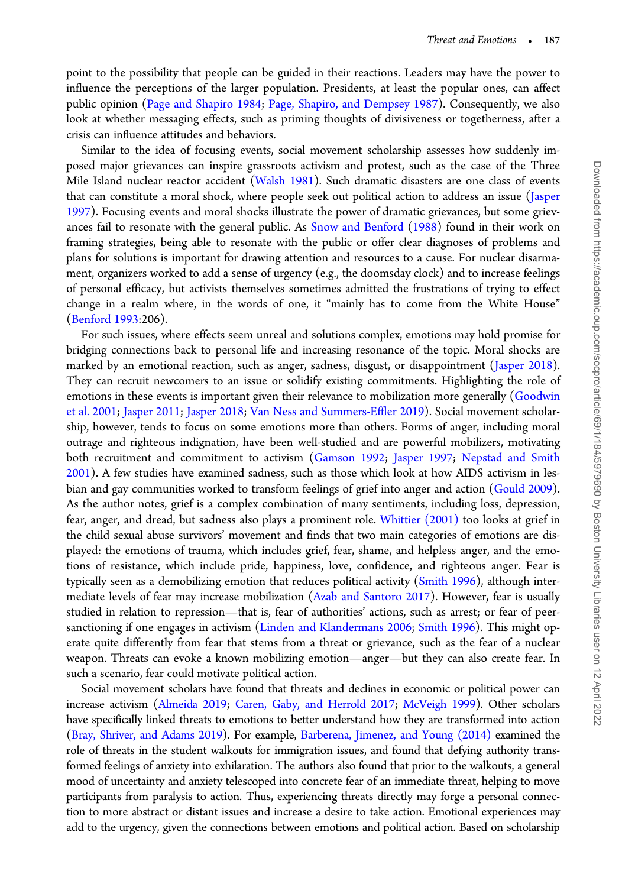point to the possibility that people can be guided in their reactions. Leaders may have the power to influence the perceptions of the larger population. Presidents, at least the popular ones, can affect public opinion (Page and Shapiro 1984; Page, Shapiro, and Dempsey 1987). Consequently, we also look at whether messaging effects, such as priming thoughts of divisiveness or togetherness, after a crisis can influence attitudes and behaviors.

Similar to the idea of focusing events, social movement scholarship assesses how suddenly imposed major grievances can inspire grassroots activism and protest, such as the case of the Three Mile Island nuclear reactor accident (Walsh 1981). Such dramatic disasters are one class of events that can constitute a moral shock, where people seek out political action to address an issue (Jasper 1997). Focusing events and moral shocks illustrate the power of dramatic grievances, but some grievances fail to resonate with the general public. As Snow and Benford (1988) found in their work on framing strategies, being able to resonate with the public or offer clear diagnoses of problems and plans for solutions is important for drawing attention and resources to a cause. For nuclear disarmament, organizers worked to add a sense of urgency (e.g., the doomsday clock) and to increase feelings of personal efficacy, but activists themselves sometimes admitted the frustrations of trying to effect change in a realm where, in the words of one, it "mainly has to come from the White House" (Benford 1993:206).

For such issues, where effects seem unreal and solutions complex, emotions may hold promise for bridging connections back to personal life and increasing resonance of the topic. Moral shocks are marked by an emotional reaction, such as anger, sadness, disgust, or disappointment (Jasper 2018). They can recruit newcomers to an issue or solidify existing commitments. Highlighting the role of emotions in these events is important given their relevance to mobilization more generally (Goodwin et al. 2001; Jasper 2011; Jasper 2018; Van Ness and Summers-Effler 2019). Social movement scholarship, however, tends to focus on some emotions more than others. Forms of anger, including moral outrage and righteous indignation, have been well-studied and are powerful mobilizers, motivating both recruitment and commitment to activism (Gamson 1992; Jasper 1997; Nepstad and Smith 2001). A few studies have examined sadness, such as those which look at how AIDS activism in lesbian and gay communities worked to transform feelings of grief into anger and action (Gould 2009). As the author notes, grief is a complex combination of many sentiments, including loss, depression, fear, anger, and dread, but sadness also plays a prominent role. Whittier (2001) too looks at grief in the child sexual abuse survivors' movement and finds that two main categories of emotions are displayed: the emotions of trauma, which includes grief, fear, shame, and helpless anger, and the emotions of resistance, which include pride, happiness, love, confidence, and righteous anger. Fear is typically seen as a demobilizing emotion that reduces political activity (Smith 1996), although intermediate levels of fear may increase mobilization (Azab and Santoro 2017). However, fear is usually studied in relation to repression—that is, fear of authorities' actions, such as arrest; or fear of peer-sanctioning if one engages in activism (Linden and Klandermans 2006; Smith 1996). This might operate quite differently from fear that stems from a threat or grievance, such as the fear of a nuclear weapon. Threats can evoke a known mobilizing emotion—anger—but they can also create fear. In such a scenario, fear could motivate political action.

Social movement scholars have found that threats and declines in economic or political power can increase activism (Almeida 2019; Caren, Gaby, and Herrold 2017; McVeigh 1999). Other scholars have specifically linked threats to emotions to better understand how they are transformed into action (Bray, Shriver, and Adams 2019). For example, Barberena, Jimenez, and Young (2014) examined the role of threats in the student walkouts for immigration issues, and found that defying authority transformed feelings of anxiety into exhilaration. The authors also found that prior to the walkouts, a general mood of uncertainty and anxiety telescoped into concrete fear of an immediate threat, helping to move participants from paralysis to action. Thus, experiencing threats directly may forge a personal connection to more abstract or distant issues and increase a desire to take action. Emotional experiences may add to the urgency, given the connections between emotions and political action. Based on scholarship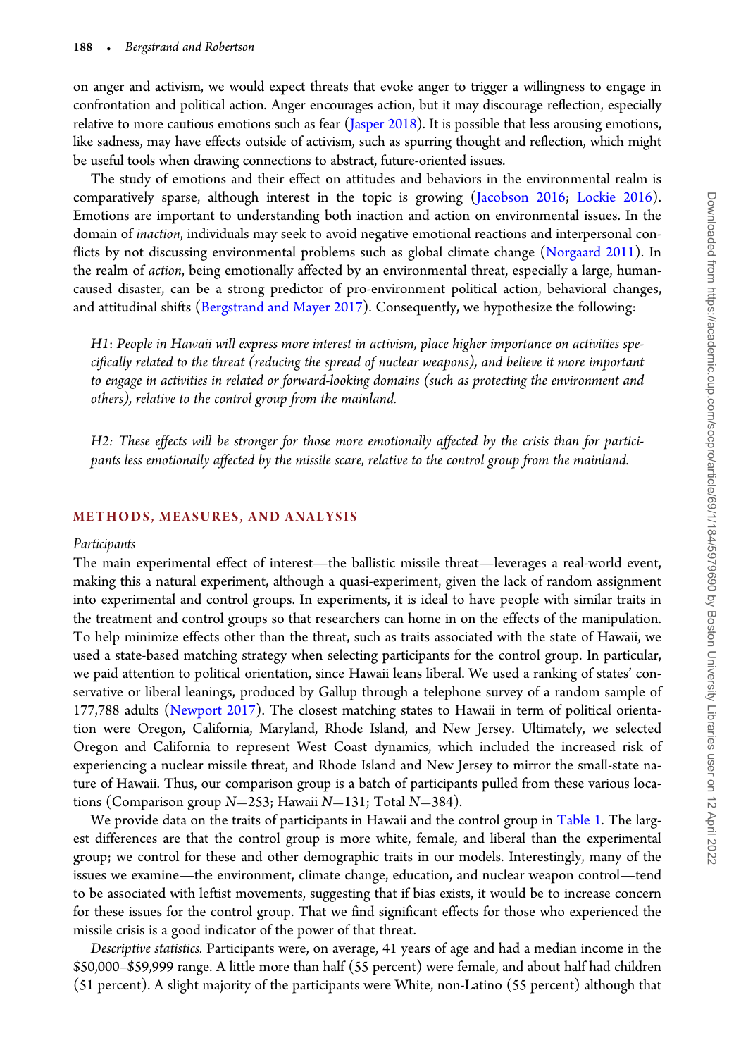on anger and activism, we would expect threats that evoke anger to trigger a willingness to engage in confrontation and political action. Anger encourages action, but it may discourage reflection, especially relative to more cautious emotions such as fear (Jasper 2018). It is possible that less arousing emotions, like sadness, may have effects outside of activism, such as spurring thought and reflection, which might be useful tools when drawing connections to abstract, future-oriented issues.

The study of emotions and their effect on attitudes and behaviors in the environmental realm is comparatively sparse, although interest in the topic is growing (Jacobson 2016; Lockie 2016). Emotions are important to understanding both inaction and action on environmental issues. In the domain of *inaction*, individuals may seek to avoid negative emotional reactions and interpersonal conflicts by not discussing environmental problems such as global climate change (Norgaard 2011). In the realm of *action*, being emotionally affected by an environmental threat, especially a large, human-caused disaster, can be a strong predictor of pro-environment political action, behavioral changes, and attitudinal shifts (Bergstrand and Mayer 2017). Consequently, we hypothesize the following:

> *H1*: *People in Hawaii will express more interest in activism, place higher importance on activities specifically related to the threat (reducing the spread of nuclear weapons), and believe it more important to engage in activities in related or forward-looking domains (such as protecting the environment and others), relative to the control group from the mainland.*

> *H2: These effects will be stronger for those more emotionally affected by the crisis than for participants less emotionally affected by the missile scare, relative to the control group from the mainland.*

## METHODS, MEASURES, AND ANALYSIS

*Participants*

The main experimental effect of interest—the ballistic missile threat—leverages a real-world event, making this a natural experiment, although a quasi-experiment, given the lack of random assignment into experimental and control groups. In experiments, it is ideal to have people with similar traits in the treatment and control groups so that researchers can home in on the effects of the manipulation. To help minimize effects other than the threat, such as traits associated with the state of Hawaii, we used a state-based matching strategy when selecting participants for the control group. In particular, we paid attention to political orientation, since Hawaii leans liberal. We used a ranking of states' conservative or liberal leanings, produced by Gallup through a telephone survey of a random sample of 177,788 adults (Newport 2017). The closest matching states to Hawaii in term of political orientation were Oregon, California, Maryland, Rhode Island, and New Jersey. Ultimately, we selected Oregon and California to represent West Coast dynamics, which included the increased risk of experiencing a nuclear missile threat, and Rhode Island and New Jersey to mirror the small-state nature of Hawaii. Thus, our comparison group is a batch of participants pulled from these various locations (Comparison group $N=253$; Hawaii $N=131$; Total $N=384$).

We provide data on the traits of participants in Hawaii and the control group in Table 1. The largest differences are that the control group is more white, female, and liberal than the experimental group; we control for these and other demographic traits in our models. Interestingly, many of the issues we examine—the environment, climate change, education, and nuclear weapon control—tend to be associated with leftist movements, suggesting that if bias exists, it would be to increase concern for these issues for the control group. That we find significant effects for those who experienced the missile crisis is a good indicator of the power of that threat.

*Descriptive statistics.* Participants were, on average, 41 years of age and had a median income in the \$50,000–\$59,999 range. A little more than half (55 percent) were female, and about half had children (51 percent). A slight majority of the participants were White, non-Latino (55 percent) although that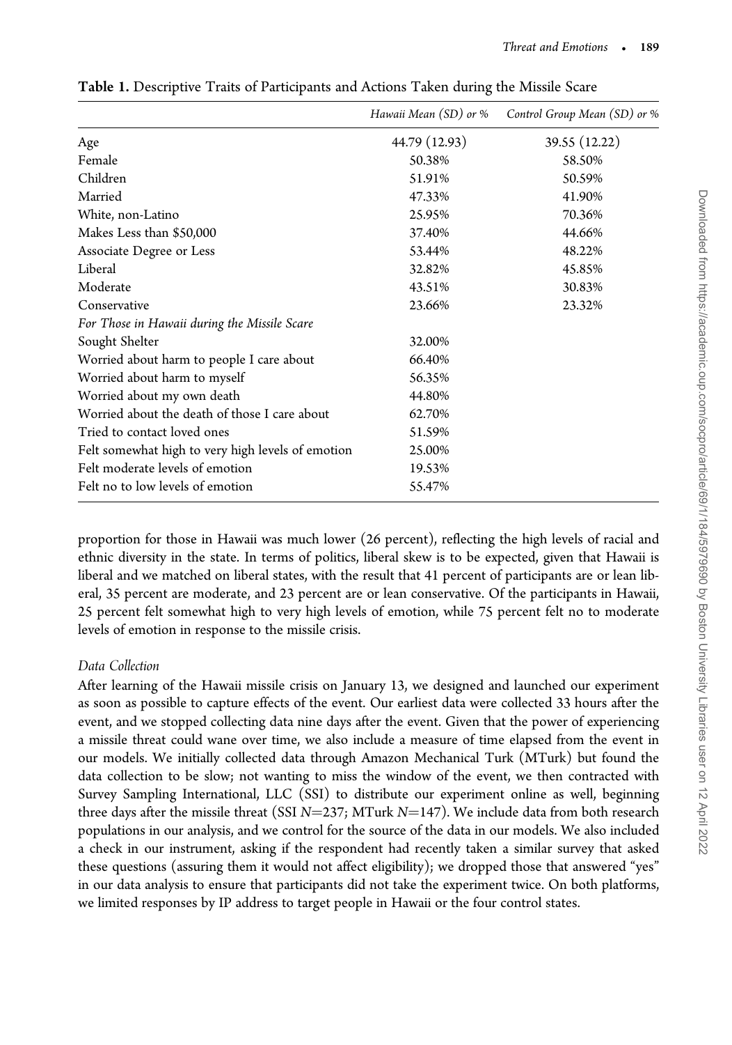**Table 1.** Descriptive Traits of Participants and Actions Taken during the Missile Scare

| | *Hawaii Mean (SD) or %* | *Control Group Mean (SD) or %* |
|---|---|---|
| Age | 44.79 (12.93) | 39.55 (12.22) |
| Female | 50.38% | 58.50% |
| Children | 51.91% | 50.59% |
| Married | 47.33% | 41.90% |
| White, non-Latino | 25.95% | 70.36% |
| Makes Less than $50,000 | 37.40% | 44.66% |
| Associate Degree or Less | 53.44% | 48.22% |
| Liberal | 32.82% | 45.85% |
| Moderate | 43.51% | 30.83% |
| Conservative | 23.66% | 23.32% |
| *For Those in Hawaii during the Missile Scare* | | |
| Sought Shelter | 32.00% | |
| Worried about harm to people I care about | 66.40% | |
| Worried about harm to myself | 56.35% | |
| Worried about my own death | 44.80% | |
| Worried about the death of those I care about | 62.70% | |
| Tried to contact loved ones | 51.59% | |
| Felt somewhat high to very high levels of emotion | 25.00% | |
| Felt moderate levels of emotion | 19.53% | |
| Felt no to low levels of emotion | 55.47% | |

proportion for those in Hawaii was much lower (26 percent), reflecting the high levels of racial and ethnic diversity in the state. In terms of politics, liberal skew is to be expected, given that Hawaii is liberal and we matched on liberal states, with the result that 41 percent of participants are or lean liberal, 35 percent are moderate, and 23 percent are or lean conservative. Of the participants in Hawaii, 25 percent felt somewhat high to very high levels of emotion, while 75 percent felt no to moderate levels of emotion in response to the missile crisis.

*Data Collection*

After learning of the Hawaii missile crisis on January 13, we designed and launched our experiment as soon as possible to capture effects of the event. Our earliest data were collected 33 hours after the event, and we stopped collecting data nine days after the event. Given that the power of experiencing a missile threat could wane over time, we also include a measure of time elapsed from the event in our models. We initially collected data through Amazon Mechanical Turk (MTurk) but found the data collection to be slow; not wanting to miss the window of the event, we then contracted with Survey Sampling International, LLC (SSI) to distribute our experiment online as well, beginning three days after the missile threat (SSI $N$=237; MTurk $N$=147). We include data from both research populations in our analysis, and we control for the source of the data in our models. We also included a check in our instrument, asking if the respondent had recently taken a similar survey that asked these questions (assuring them it would not affect eligibility); we dropped those that answered "yes" in our data analysis to ensure that participants did not take the experiment twice. On both platforms, we limited responses by IP address to target people in Hawaii or the four control states.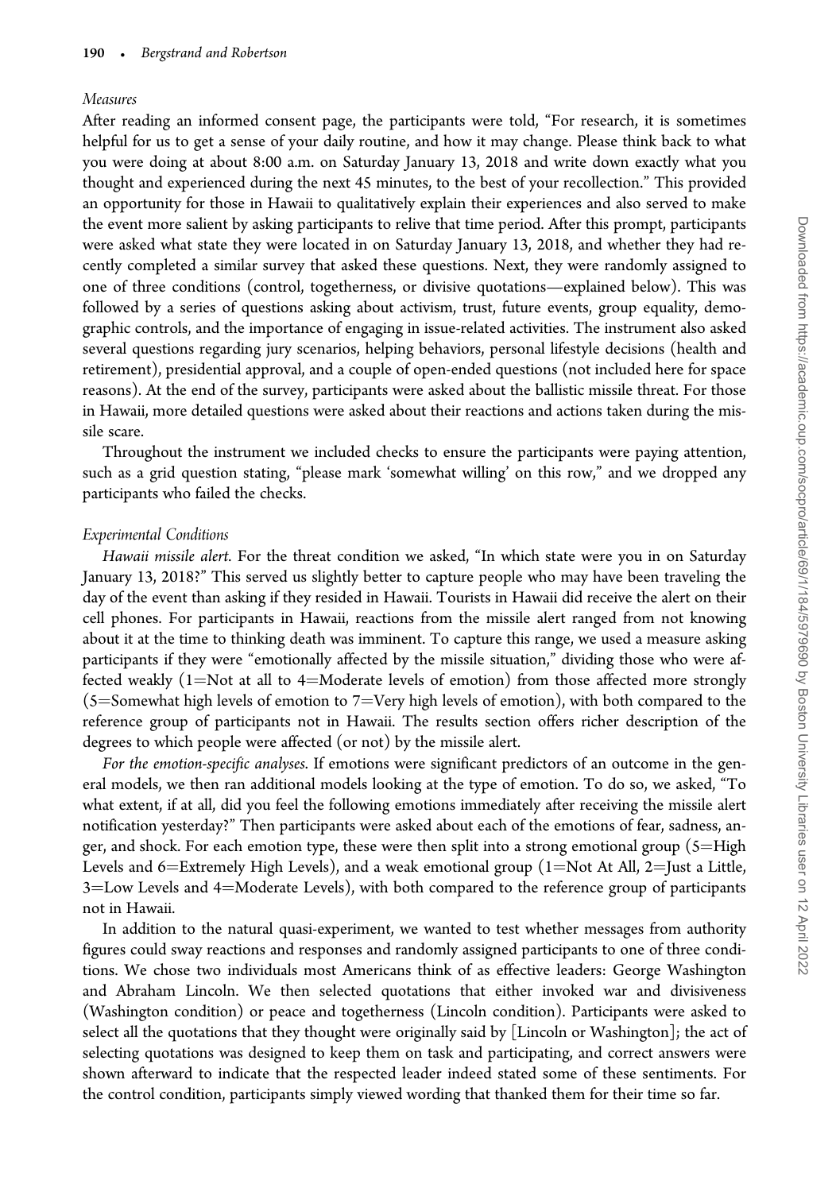#### *Measures*

After reading an informed consent page, the participants were told, "For research, it is sometimes helpful for us to get a sense of your daily routine, and how it may change. Please think back to what you were doing at about 8:00 a.m. on Saturday January 13, 2018 and write down exactly what you thought and experienced during the next 45 minutes, to the best of your recollection." This provided an opportunity for those in Hawaii to qualitatively explain their experiences and also served to make the event more salient by asking participants to relive that time period. After this prompt, participants were asked what state they were located in on Saturday January 13, 2018, and whether they had recently completed a similar survey that asked these questions. Next, they were randomly assigned to one of three conditions (control, togetherness, or divisive quotations—explained below). This was followed by a series of questions asking about activism, trust, future events, group equality, demographic controls, and the importance of engaging in issue-related activities. The instrument also asked several questions regarding jury scenarios, helping behaviors, personal lifestyle decisions (health and retirement), presidential approval, and a couple of open-ended questions (not included here for space reasons). At the end of the survey, participants were asked about the ballistic missile threat. For those in Hawaii, more detailed questions were asked about their reactions and actions taken during the missile scare.

Throughout the instrument we included checks to ensure the participants were paying attention, such as a grid question stating, "please mark 'somewhat willing' on this row," and we dropped any participants who failed the checks.

#### *Experimental Conditions*

*Hawaii missile alert*. For the threat condition we asked, "In which state were you in on Saturday January 13, 2018?" This served us slightly better to capture people who may have been traveling the day of the event than asking if they resided in Hawaii. Tourists in Hawaii did receive the alert on their cell phones. For participants in Hawaii, reactions from the missile alert ranged from not knowing about it at the time to thinking death was imminent. To capture this range, we used a measure asking participants if they were "emotionally affected by the missile situation," dividing those who were affected weakly (1=Not at all to 4=Moderate levels of emotion) from those affected more strongly (5=Somewhat high levels of emotion to 7=Very high levels of emotion), with both compared to the reference group of participants not in Hawaii. The results section offers richer description of the degrees to which people were affected (or not) by the missile alert.

*For the emotion-specific analyses*. If emotions were significant predictors of an outcome in the general models, we then ran additional models looking at the type of emotion. To do so, we asked, "To what extent, if at all, did you feel the following emotions immediately after receiving the missile alert notification yesterday?" Then participants were asked about each of the emotions of fear, sadness, anger, and shock. For each emotion type, these were then split into a strong emotional group (5=High Levels and 6=Extremely High Levels), and a weak emotional group (1=Not At All, 2=Just a Little, 3=Low Levels and 4=Moderate Levels), with both compared to the reference group of participants not in Hawaii.

In addition to the natural quasi-experiment, we wanted to test whether messages from authority figures could sway reactions and responses and randomly assigned participants to one of three conditions. We chose two individuals most Americans think of as effective leaders: George Washington and Abraham Lincoln. We then selected quotations that either invoked war and divisiveness (Washington condition) or peace and togetherness (Lincoln condition). Participants were asked to select all the quotations that they thought were originally said by [Lincoln or Washington]; the act of selecting quotations was designed to keep them on task and participating, and correct answers were shown afterward to indicate that the respected leader indeed stated some of these sentiments. For the control condition, participants simply viewed wording that thanked them for their time so far.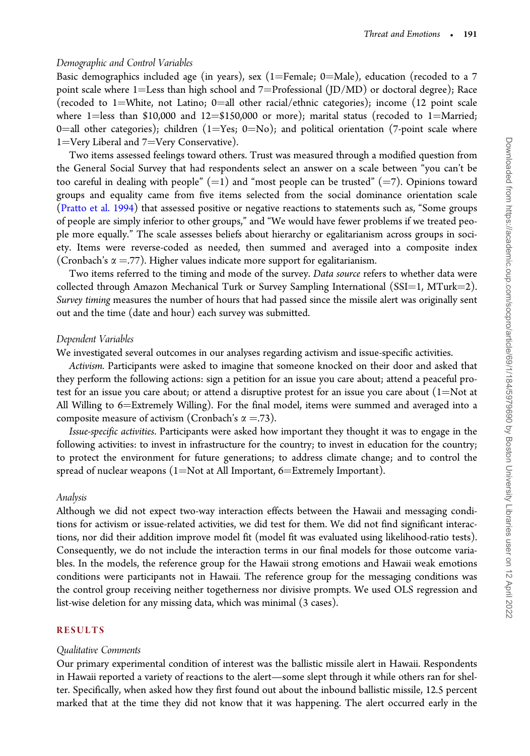### Demographic and Control Variables

Basic demographics included age (in years), sex (1=Female; 0=Male), education (recoded to a 7 point scale where 1=Less than high school and 7=Professional (JD/MD) or doctoral degree); Race (recoded to 1=White, not Latino; 0=all other racial/ethnic categories); income (12 point scale where 1=less than $10,000 and 12=$150,000 or more); marital status (recoded to 1=Married; 0=all other categories); children (1=Yes; 0=No); and political orientation (7-point scale where 1=Very Liberal and 7=Very Conservative).

Two items assessed feelings toward others. Trust was measured through a modified question from the General Social Survey that had respondents select an answer on a scale between "you can't be too careful in dealing with people" (=1) and "most people can be trusted" (=7). Opinions toward groups and equality came from five items selected from the social dominance orientation scale (Pratto et al. 1994) that assessed positive or negative reactions to statements such as, "Some groups of people are simply inferior to other groups," and "We would have fewer problems if we treated people more equally." The scale assesses beliefs about hierarchy or egalitarianism across groups in society. Items were reverse-coded as needed, then summed and averaged into a composite index (Cronbach's $\alpha = .77$). Higher values indicate more support for egalitarianism.

Two items referred to the timing and mode of the survey. *Data source* refers to whether data were collected through Amazon Mechanical Turk or Survey Sampling International (SSI=1, MTurk=2). *Survey timing* measures the number of hours that had passed since the missile alert was originally sent out and the time (date and hour) each survey was submitted.

### Dependent Variables

We investigated several outcomes in our analyses regarding activism and issue-specific activities.

*Activism.* Participants were asked to imagine that someone knocked on their door and asked that they perform the following actions: sign a petition for an issue you care about; attend a peaceful protest for an issue you care about; or attend a disruptive protest for an issue you care about (1=Not at All Willing to 6=Extremely Willing). For the final model, items were summed and averaged into a composite measure of activism (Cronbach's $\alpha = .73$).

*Issue-specific activities.* Participants were asked how important they thought it was to engage in the following activities: to invest in infrastructure for the country; to invest in education for the country; to protect the environment for future generations; to address climate change; and to control the spread of nuclear weapons (1=Not at All Important, 6=Extremely Important).

### Analysis

Although we did not expect two-way interaction effects between the Hawaii and messaging conditions for activism or issue-related activities, we did test for them. We did not find significant interactions, nor did their addition improve model fit (model fit was evaluated using likelihood-ratio tests). Consequently, we do not include the interaction terms in our final models for those outcome variables. In the models, the reference group for the Hawaii strong emotions and Hawaii weak emotions conditions were participants not in Hawaii. The reference group for the messaging conditions was the control group receiving neither togetherness nor divisive prompts. We used OLS regression and list-wise deletion for any missing data, which was minimal (3 cases).

## RESULTS

### Qualitative Comments

Our primary experimental condition of interest was the ballistic missile alert in Hawaii. Respondents in Hawaii reported a variety of reactions to the alert—some slept through it while others ran for shelter. Specifically, when asked how they first found out about the inbound ballistic missile, 12.5 percent marked that at the time they did not know that it was happening. The alert occurred early in the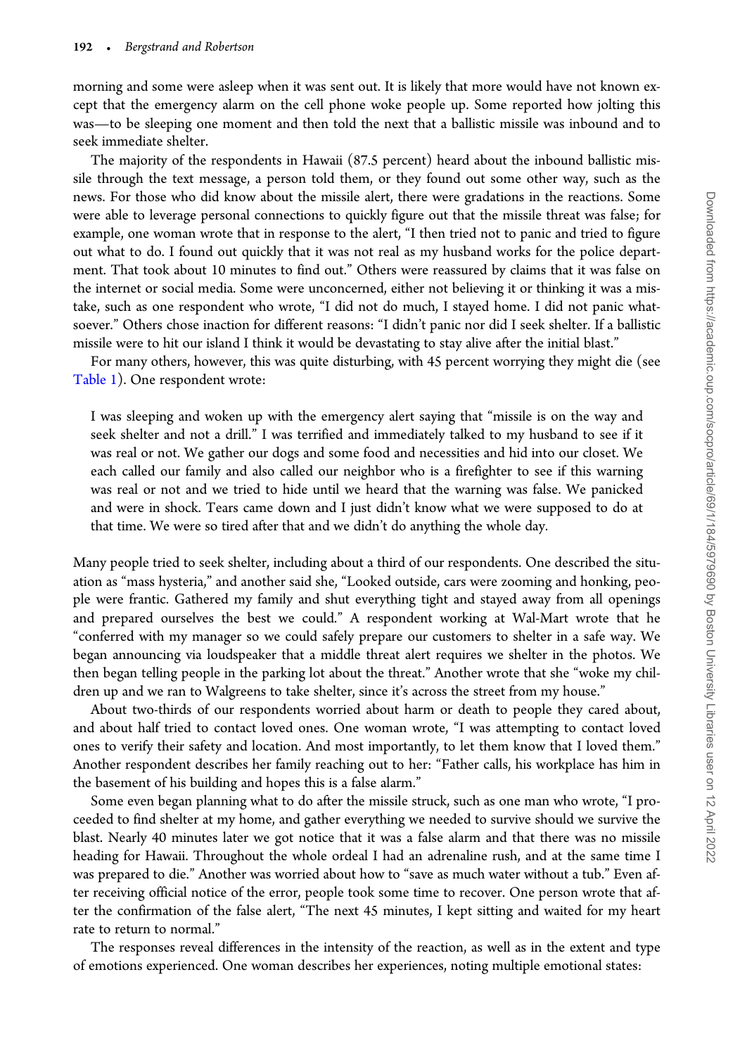morning and some were asleep when it was sent out. It is likely that more would have not known except that the emergency alarm on the cell phone woke people up. Some reported how jolting this was—to be sleeping one moment and then told the next that a ballistic missile was inbound and to seek immediate shelter.

The majority of the respondents in Hawaii (87.5 percent) heard about the inbound ballistic missile through the text message, a person told them, or they found out some other way, such as the news. For those who did know about the missile alert, there were gradations in the reactions. Some were able to leverage personal connections to quickly figure out that the missile threat was false; for example, one woman wrote that in response to the alert, "I then tried not to panic and tried to figure out what to do. I found out quickly that it was not real as my husband works for the police department. That took about 10 minutes to find out." Others were reassured by claims that it was false on the internet or social media. Some were unconcerned, either not believing it or thinking it was a mistake, such as one respondent who wrote, "I did not do much, I stayed home. I did not panic whatsoever." Others chose inaction for different reasons: "I didn't panic nor did I seek shelter. If a ballistic missile were to hit our island I think it would be devastating to stay alive after the initial blast."

For many others, however, this was quite disturbing, with 45 percent worrying they might die (see Table 1). One respondent wrote:

> I was sleeping and woken up with the emergency alert saying that "missile is on the way and seek shelter and not a drill." I was terrified and immediately talked to my husband to see if it was real or not. We gather our dogs and some food and necessities and hid into our closet. We each called our family and also called our neighbor who is a firefighter to see if this warning was real or not and we tried to hide until we heard that the warning was false. We panicked and were in shock. Tears came down and I just didn't know what we were supposed to do at that time. We were so tired after that and we didn't do anything the whole day.

Many people tried to seek shelter, including about a third of our respondents. One described the situation as "mass hysteria," and another said she, "Looked outside, cars were zooming and honking, people were frantic. Gathered my family and shut everything tight and stayed away from all openings and prepared ourselves the best we could." A respondent working at Wal-Mart wrote that he "conferred with my manager so we could safely prepare our customers to shelter in a safe way. We began announcing via loudspeaker that a middle threat alert requires we shelter in the photos. We then began telling people in the parking lot about the threat." Another wrote that she "woke my children up and we ran to Walgreens to take shelter, since it's across the street from my house."

About two-thirds of our respondents worried about harm or death to people they cared about, and about half tried to contact loved ones. One woman wrote, "I was attempting to contact loved ones to verify their safety and location. And most importantly, to let them know that I loved them." Another respondent describes her family reaching out to her: "Father calls, his workplace has him in the basement of his building and hopes this is a false alarm."

Some even began planning what to do after the missile struck, such as one man who wrote, "I proceeded to find shelter at my home, and gather everything we needed to survive should we survive the blast. Nearly 40 minutes later we got notice that it was a false alarm and that there was no missile heading for Hawaii. Throughout the whole ordeal I had an adrenaline rush, and at the same time I was prepared to die." Another was worried about how to "save as much water without a tub." Even after receiving official notice of the error, people took some time to recover. One person wrote that after the confirmation of the false alert, "The next 45 minutes, I kept sitting and waited for my heart rate to return to normal."

The responses reveal differences in the intensity of the reaction, as well as in the extent and type of emotions experienced. One woman describes her experiences, noting multiple emotional states: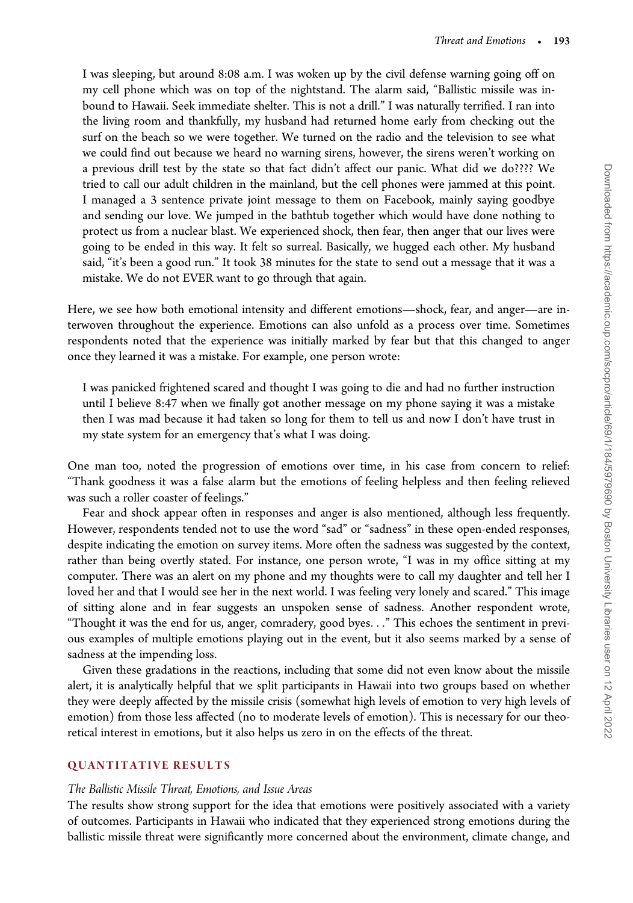> I was sleeping, but around 8:08 a.m. I was woken up by the civil defense warning going off on my cell phone which was on top of the nightstand. The alarm said, "Ballistic missile was inbound to Hawaii. Seek immediate shelter. This is not a drill." I was naturally terrified. I ran into the living room and thankfully, my husband had returned home early from checking out the surf on the beach so we were together. We turned on the radio and the television to see what we could find out because we heard no warning sirens, however, the sirens weren't working on a previous drill test by the state so that fact didn't affect our panic. What did we do???? We tried to call our adult children in the mainland, but the cell phones were jammed at this point. I managed a 3 sentence private joint message to them on Facebook, mainly saying goodbye and sending our love. We jumped in the bathtub together which would have done nothing to protect us from a nuclear blast. We experienced shock, then fear, then anger that our lives were going to be ended in this way. It felt so surreal. Basically, we hugged each other. My husband said, "it's been a good run." It took 38 minutes for the state to send out a message that it was a mistake. We do not EVER want to go through that again.

Here, we see how both emotional intensity and different emotions—shock, fear, and anger—are interwoven throughout the experience. Emotions can also unfold as a process over time. Sometimes respondents noted that the experience was initially marked by fear but that this changed to anger once they learned it was a mistake. For example, one person wrote:

> I was panicked frightened scared and thought I was going to die and had no further instruction until I believe 8:47 when we finally got another message on my phone saying it was a mistake then I was mad because it had taken so long for them to tell us and now I don't have trust in my state system for an emergency that's what I was doing.

One man too, noted the progression of emotions over time, in his case from concern to relief: "Thank goodness it was a false alarm but the emotions of feeling helpless and then feeling relieved was such a roller coaster of feelings."

Fear and shock appear often in responses and anger is also mentioned, although less frequently. However, respondents tended not to use the word "sad" or "sadness" in these open-ended responses, despite indicating the emotion on survey items. More often the sadness was suggested by the context, rather than being overtly stated. For instance, one person wrote, "I was in my office sitting at my computer. There was an alert on my phone and my thoughts were to call my daughter and tell her I loved her and that I would see her in the next world. I was feeling very lonely and scared." This image of sitting alone and in fear suggests an unspoken sense of sadness. Another respondent wrote, "Thought it was the end for us, anger, comradery, good byes..." This echoes the sentiment in previous examples of multiple emotions playing out in the event, but it also seems marked by a sense of sadness at the impending loss.

Given these gradations in the reactions, including that some did not even know about the missile alert, it is analytically helpful that we split participants in Hawaii into two groups based on whether they were deeply affected by the missile crisis (somewhat high levels of emotion to very high levels of emotion) from those less affected (no to moderate levels of emotion). This is necessary for our theoretical interest in emotions, but it also helps us zero in on the effects of the threat.

## QUANTITATIVE RESULTS

### *The Ballistic Missile Threat, Emotions, and Issue Areas*

The results show strong support for the idea that emotions were positively associated with a variety of outcomes. Participants in Hawaii who indicated that they experienced strong emotions during the ballistic missile threat were significantly more concerned about the environment, climate change, and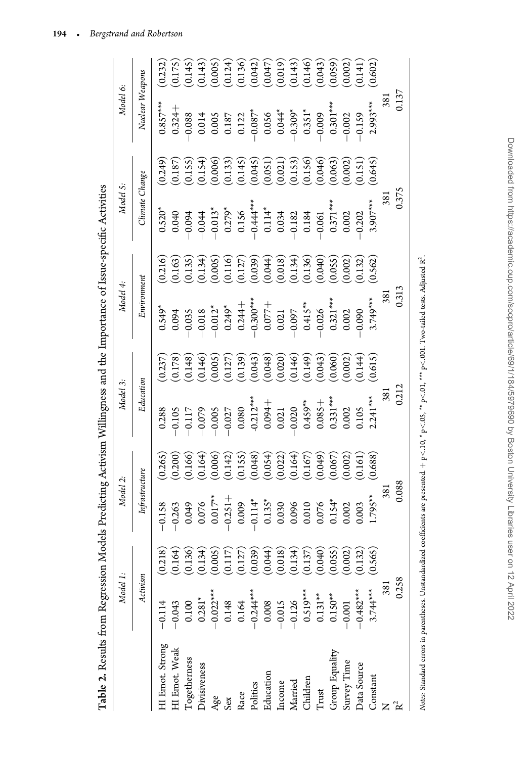**Table 2.** Results from Regression Models Predicting Activism Willingness and the Importance of Issue-specific Activities

| | Model 1: | | Model 2: | | Model 3: | | Model 4: | | Model 5: | | Model 6: | |
|---|---|---|---|---|---|---|---|---|---|---|---|---|
| | *Activism* | | *Infrastructure* | | *Education* | | *Environment* | | *Climate Change* | | *Nuclear Weapons* | |
| HI Emot. Strong | −0.114 | (0.218) | −0.158 | (0.265) | 0.288 | (0.237) | 0.549* | (0.216) | 0.520* | (0.249) | 0.857*** | (0.232) |
| HI Emot. Weak | −0.043 | (0.164) | −0.263 | (0.200) | −0.105 | (0.178) | 0.094 | (0.163) | 0.040 | (0.187) | 0.324+ | (0.175) |
| Togetherness | 0.100 | (0.136) | 0.049 | (0.166) | −0.117 | (0.148) | −0.035 | (0.135) | −0.094 | (0.155) | −0.088 | (0.145) |
| Divisiveness | 0.281* | (0.134) | 0.076 | (0.164) | −0.079 | (0.146) | −0.018 | (0.134) | −0.044 | (0.154) | 0.014 | (0.143) |
| Age | −0.022*** | (0.005) | 0.017** | (0.006) | −0.005 | (0.005) | −0.012* | (0.005) | −0.013* | (0.006) | 0.005 | (0.005) |
| Sex | 0.148 | (0.117) | −0.251+ | (0.142) | −0.027 | (0.127) | 0.249* | (0.116) | 0.279* | (0.133) | 0.187 | (0.124) |
| Race | 0.164 | (0.127) | 0.009 | (0.155) | 0.080 | (0.139) | 0.244+ | (0.127) | 0.156 | (0.145) | 0.122 | (0.136) |
| Politics | −0.244*** | (0.039) | −0.114* | (0.048) | -0.212*** | (0.043) | −0.300*** | (0.039) | −0.444*** | (0.045) | −0.087* | (0.042) |
| Education | 0.008 | (0.044) | 0.135* | (0.054) | 0.094+ | (0.048) | 0.077+ | (0.044) | 0.114* | (0.051) | 0.056 | (0.047) |
| Income | −0.015 | (0.018) | 0.030 | (0.022) | 0.021 | (0.020) | 0.021 | (0.018) | 0.034 | (0.021) | 0.044* | (0.019) |
| Married | −0.126 | (0.134) | 0.096 | (0.164) | −0.020 | (0.146) | −0.097 | (0.134) | −0.182 | (0.153) | −0.309* | (0.143) |
| Children | 0.519*** | (0.137) | 0.010 | (0.167) | 0.459** | (0.149) | 0.415** | (0.136) | 0.184 | (0.156) | 0.351* | (0.146) |
| Trust | 0.131** | (0.040) | 0.076 | (0.049) | 0.085+ | (0.043) | −0.026 | (0.040) | −0.061 | (0.046) | −0.009 | (0.043) |
| Group Equality | 0.150** | (0.055) | 0.154* | (0.067) | 0.331*** | (0.060) | 0.321*** | (0.055) | 0.371*** | (0.063) | 0.301*** | (0.059) |
| Survey Time | −0.001 | (0.002) | 0.002 | (0.002) | 0.002 | (0.002) | 0.002 | (0.002) | 0.002 | (0.002) | −0.002 | (0.002) |
| Data Source | −0.482*** | (0.132) | 0.003 | (0.161) | 0.105 | (0.144) | −0.090 | (0.132) | −0.202 | (0.151) | −0.159 | (0.141) |
| Constant | 3.744*** | (0.565) | 1.795** | (0.688) | 2.241*** | (0.615) | 3.749*** | (0.562) | 3.907*** | (0.645) | 2.993*** | (0.602) |
| N | 381 | | 381 | | 381 | | 381 | | 381 | | 381 | |
| $R^2$ | 0.258 | | 0.088 | | 0.212 | | 0.313 | | 0.375 | | 0.137 | |

*Notes:* Standard errors in parentheses. Unstandardized coefficients are presented. + $p<.10$, * $p<.05$, ** $p<.01$, *** $p<.001$. Two-tailed tests. Adjusted $R^2$.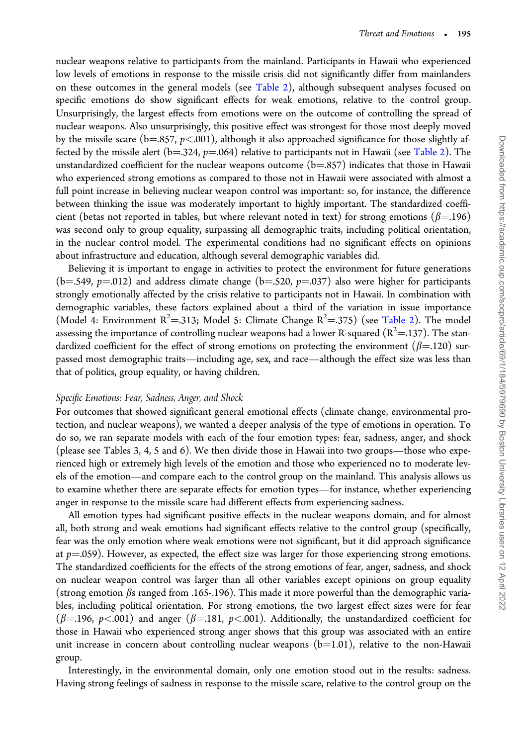nuclear weapons relative to participants from the mainland. Participants in Hawaii who experienced low levels of emotions in response to the missile crisis did not significantly differ from mainlanders on these outcomes in the general models (see Table 2), although subsequent analyses focused on specific emotions do show significant effects for weak emotions, relative to the control group. Unsurprisingly, the largest effects from emotions were on the outcome of controlling the spread of nuclear weapons. Also unsurprisingly, this positive effect was strongest for those most deeply moved by the missile scare (b=.857, $p<.001$), although it also approached significance for those slightly affected by the missile alert (b=.324, $p=.064$) relative to participants not in Hawaii (see Table 2). The unstandardized coefficient for the nuclear weapons outcome (b=.857) indicates that those in Hawaii who experienced strong emotions as compared to those not in Hawaii were associated with almost a full point increase in believing nuclear weapon control was important: so, for instance, the difference between thinking the issue was moderately important to highly important. The standardized coefficient (betas not reported in tables, but where relevant noted in text) for strong emotions ($\beta=.196$) was second only to group equality, surpassing all demographic traits, including political orientation, in the nuclear control model. The experimental conditions had no significant effects on opinions about infrastructure and education, although several demographic variables did.

Believing it is important to engage in activities to protect the environment for future generations (b=.549, $p=.012$) and address climate change (b=.520, $p=.037$) also were higher for participants strongly emotionally affected by the crisis relative to participants not in Hawaii. In combination with demographic variables, these factors explained about a third of the variation in issue importance (Model 4: Environment $R^2=.313$; Model 5: Climate Change $R^2=.375$) (see Table 2). The model assessing the importance of controlling nuclear weapons had a lower R-squared ($R^2=.137$). The standardized coefficient for the effect of strong emotions on protecting the environment ($\beta=.120$) surpassed most demographic traits—including age, sex, and race—although the effect size was less than that of politics, group equality, or having children.

### *Specific Emotions: Fear, Sadness, Anger, and Shock*

For outcomes that showed significant general emotional effects (climate change, environmental protection, and nuclear weapons), we wanted a deeper analysis of the type of emotions in operation. To do so, we ran separate models with each of the four emotion types: fear, sadness, anger, and shock (please see Tables 3, 4, 5 and 6). We then divide those in Hawaii into two groups—those who experienced high or extremely high levels of the emotion and those who experienced no to moderate levels of the emotion—and compare each to the control group on the mainland. This analysis allows us to examine whether there are separate effects for emotion types—for instance, whether experiencing anger in response to the missile scare had different effects from experiencing sadness.

All emotion types had significant positive effects in the nuclear weapons domain, and for almost all, both strong and weak emotions had significant effects relative to the control group (specifically, fear was the only emotion where weak emotions were not significant, but it did approach significance at $p=.059$). However, as expected, the effect size was larger for those experiencing strong emotions. The standardized coefficients for the effects of the strong emotions of fear, anger, sadness, and shock on nuclear weapon control was larger than all other variables except opinions on group equality (strong emotion $\beta$s ranged from .165-.196). This made it more powerful than the demographic variables, including political orientation. For strong emotions, the two largest effect sizes were for fear ($\beta=.196$, $p<.001$) and anger ($\beta=.181$, $p<.001$). Additionally, the unstandardized coefficient for those in Hawaii who experienced strong anger shows that this group was associated with an entire unit increase in concern about controlling nuclear weapons (b=1.01), relative to the non-Hawaii group.

Interestingly, in the environmental domain, only one emotion stood out in the results: sadness. Having strong feelings of sadness in response to the missile scare, relative to the control group on the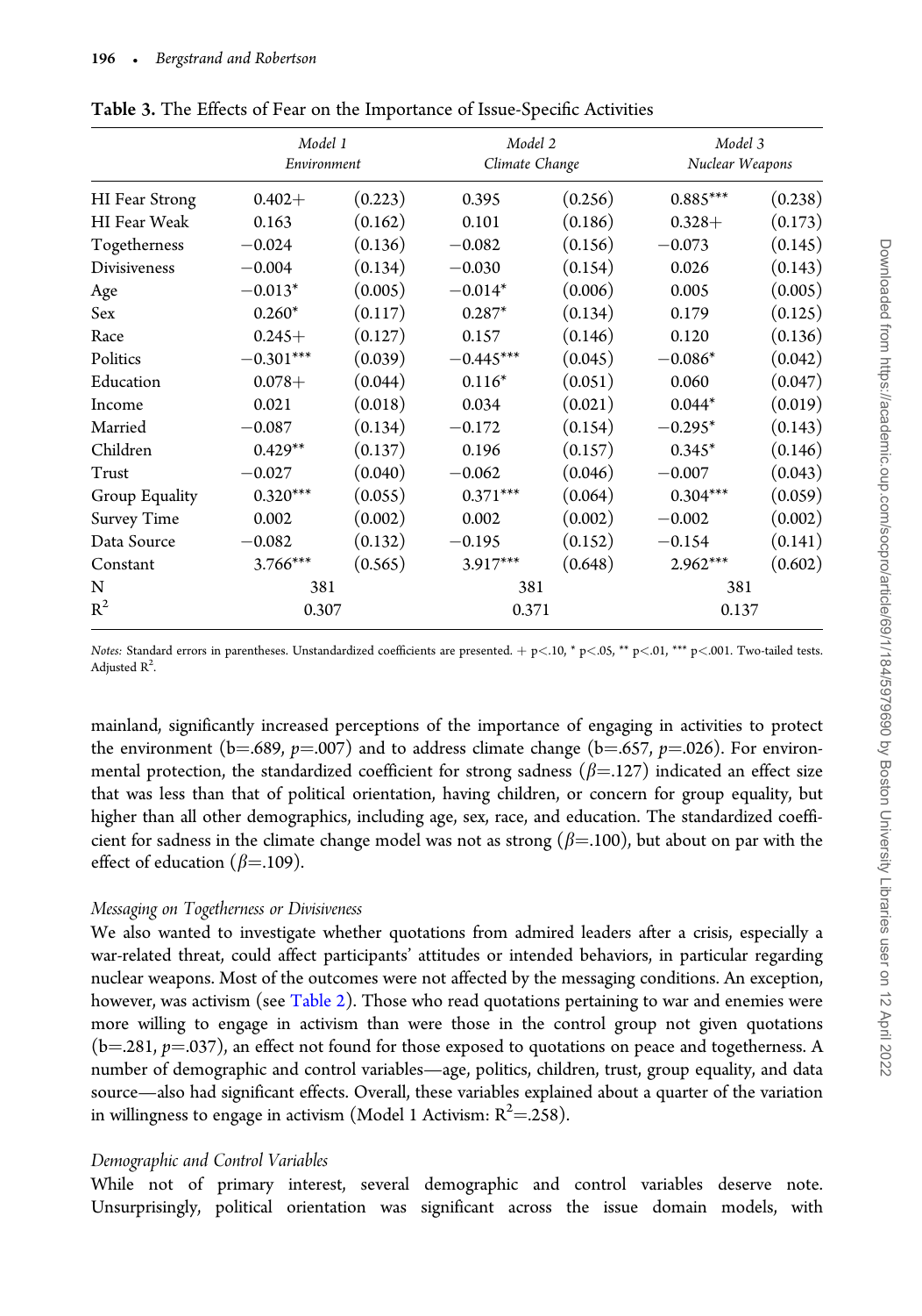**Table 3.** The Effects of Fear on the Importance of Issue-Specific Activities

| | *Model 1* *Environment* | | *Model 2* *Climate Change* | | *Model 3* *Nuclear Weapons* | |
|---|---|---|---|---|---|---|
| HI Fear Strong | 0.402+ | (0.223) | 0.395 | (0.256) | 0.885*** | (0.238) |
| HI Fear Weak | 0.163 | (0.162) | 0.101 | (0.186) | 0.328+ | (0.173) |
| Togetherness | −0.024 | (0.136) | −0.082 | (0.156) | −0.073 | (0.145) |
| Divisiveness | −0.004 | (0.134) | −0.030 | (0.154) | 0.026 | (0.143) |
| Age | −0.013* | (0.005) | −0.014* | (0.006) | 0.005 | (0.005) |
| Sex | 0.260* | (0.117) | 0.287* | (0.134) | 0.179 | (0.125) |
| Race | 0.245+ | (0.127) | 0.157 | (0.146) | 0.120 | (0.136) |
| Politics | −0.301*** | (0.039) | −0.445*** | (0.045) | −0.086* | (0.042) |
| Education | 0.078+ | (0.044) | 0.116* | (0.051) | 0.060 | (0.047) |
| Income | 0.021 | (0.018) | 0.034 | (0.021) | 0.044* | (0.019) |
| Married | −0.087 | (0.134) | −0.172 | (0.154) | −0.295* | (0.143) |
| Children | 0.429** | (0.137) | 0.196 | (0.157) | 0.345* | (0.146) |
| Trust | −0.027 | (0.040) | −0.062 | (0.046) | −0.007 | (0.043) |
| Group Equality | 0.320*** | (0.055) | 0.371*** | (0.064) | 0.304*** | (0.059) |
| Survey Time | 0.002 | (0.002) | 0.002 | (0.002) | −0.002 | (0.002) |
| Data Source | −0.082 | (0.132) | −0.195 | (0.152) | −0.154 | (0.141) |
| Constant | 3.766*** | (0.565) | 3.917*** | (0.648) | 2.962*** | (0.602) |
| N | 381 | | 381 | | 381 | |
| $R^2$ | 0.307 | | 0.371 | | 0.137 | |

*Notes:* Standard errors in parentheses. Unstandardized coefficients are presented. + $p<.10$, * $p<.05$, ** $p<.01$, *** $p<.001$. Two-tailed tests. Adjusted $R^2$.

mainland, significantly increased perceptions of the importance of engaging in activities to protect the environment (b=.689, $p$=.007) and to address climate change (b=.657, $p$=.026). For environmental protection, the standardized coefficient for strong sadness ($\beta$=.127) indicated an effect size that was less than that of political orientation, having children, or concern for group equality, but higher than all other demographics, including age, sex, race, and education. The standardized coefficient for sadness in the climate change model was not as strong ($\beta$=.100), but about on par with the effect of education ($\beta$=.109).

### *Messaging on Togetherness or Divisiveness*

We also wanted to investigate whether quotations from admired leaders after a crisis, especially a war-related threat, could affect participants' attitudes or intended behaviors, in particular regarding nuclear weapons. Most of the outcomes were not affected by the messaging conditions. An exception, however, was activism (see Table 2). Those who read quotations pertaining to war and enemies were more willing to engage in activism than were those in the control group not given quotations (b=.281, $p$=.037), an effect not found for those exposed to quotations on peace and togetherness. A number of demographic and control variables—age, politics, children, trust, group equality, and data source—also had significant effects. Overall, these variables explained about a quarter of the variation in willingness to engage in activism (Model 1 Activism: $R^2$=.258).

### *Demographic and Control Variables*

While not of primary interest, several demographic and control variables deserve note. Unsurprisingly, political orientation was significant across the issue domain models, with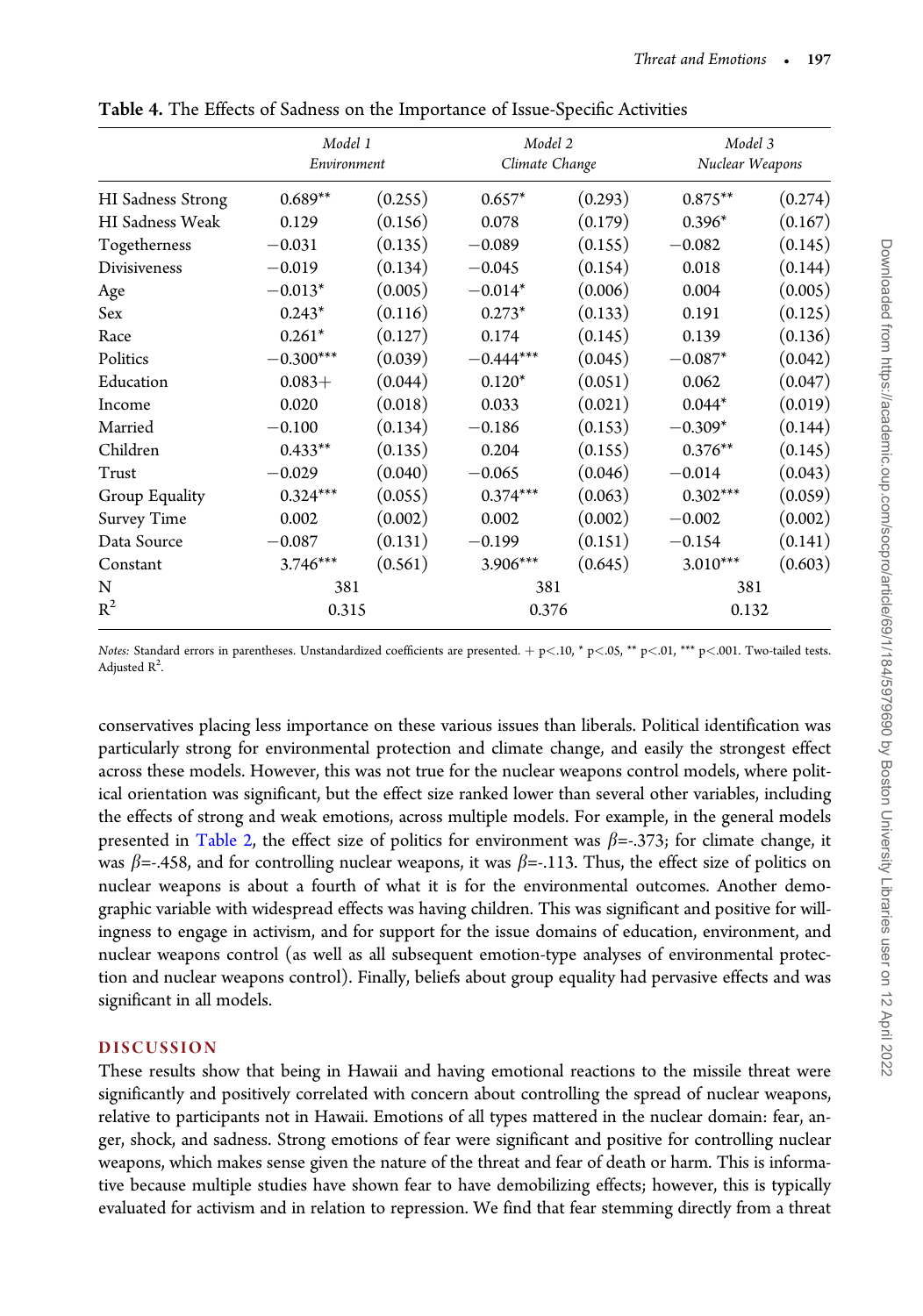**Table 4.** The Effects of Sadness on the Importance of Issue-Specific Activities

| | *Model 1* *Environment* | | *Model 2* *Climate Change* | | *Model 3* *Nuclear Weapons* | |
|---|---|---|---|---|---|---|
| HI Sadness Strong | 0.689** | (0.255) | 0.657* | (0.293) | 0.875** | (0.274) |
| HI Sadness Weak | 0.129 | (0.156) | 0.078 | (0.179) | 0.396* | (0.167) |
| Togetherness | −0.031 | (0.135) | −0.089 | (0.155) | −0.082 | (0.145) |
| Divisiveness | −0.019 | (0.134) | −0.045 | (0.154) | 0.018 | (0.144) |
| Age | −0.013* | (0.005) | −0.014* | (0.006) | 0.004 | (0.005) |
| Sex | 0.243* | (0.116) | 0.273* | (0.133) | 0.191 | (0.125) |
| Race | 0.261* | (0.127) | 0.174 | (0.145) | 0.139 | (0.136) |
| Politics | −0.300*** | (0.039) | −0.444*** | (0.045) | −0.087* | (0.042) |
| Education | 0.083+ | (0.044) | 0.120* | (0.051) | 0.062 | (0.047) |
| Income | 0.020 | (0.018) | 0.033 | (0.021) | 0.044* | (0.019) |
| Married | −0.100 | (0.134) | −0.186 | (0.153) | −0.309* | (0.144) |
| Children | 0.433** | (0.135) | 0.204 | (0.155) | 0.376** | (0.145) |
| Trust | −0.029 | (0.040) | −0.065 | (0.046) | −0.014 | (0.043) |
| Group Equality | 0.324*** | (0.055) | 0.374*** | (0.063) | 0.302*** | (0.059) |
| Survey Time | 0.002 | (0.002) | 0.002 | (0.002) | −0.002 | (0.002) |
| Data Source | −0.087 | (0.131) | −0.199 | (0.151) | −0.154 | (0.141) |
| Constant | 3.746*** | (0.561) | 3.906*** | (0.645) | 3.010*** | (0.603) |
| N | 381 | | 381 | | 381 | |
| $R^2$ | 0.315 | | 0.376 | | 0.132 | |

*Notes:* Standard errors in parentheses. Unstandardized coefficients are presented. + p<.10, * p<.05, ** p<.01, *** p<.001. Two-tailed tests. Adjusted $R^2$.

conservatives placing less importance on these various issues than liberals. Political identification was particularly strong for environmental protection and climate change, and easily the strongest effect across these models. However, this was not true for the nuclear weapons control models, where political orientation was significant, but the effect size ranked lower than several other variables, including the effects of strong and weak emotions, across multiple models. For example, in the general models presented in Table 2, the effect size of politics for environment was $\beta$=-.373; for climate change, it was $\beta$=-.458, and for controlling nuclear weapons, it was $\beta$=-.113. Thus, the effect size of politics on nuclear weapons is about a fourth of what it is for the environmental outcomes. Another demographic variable with widespread effects was having children. This was significant and positive for willingness to engage in activism, and for support for the issue domains of education, environment, and nuclear weapons control (as well as all subsequent emotion-type analyses of environmental protection and nuclear weapons control). Finally, beliefs about group equality had pervasive effects and was significant in all models.

## DISCUSSION

These results show that being in Hawaii and having emotional reactions to the missile threat were significantly and positively correlated with concern about controlling the spread of nuclear weapons, relative to participants not in Hawaii. Emotions of all types mattered in the nuclear domain: fear, anger, shock, and sadness. Strong emotions of fear were significant and positive for controlling nuclear weapons, which makes sense given the nature of the threat and fear of death or harm. This is informative because multiple studies have shown fear to have demobilizing effects; however, this is typically evaluated for activism and in relation to repression. We find that fear stemming directly from a threat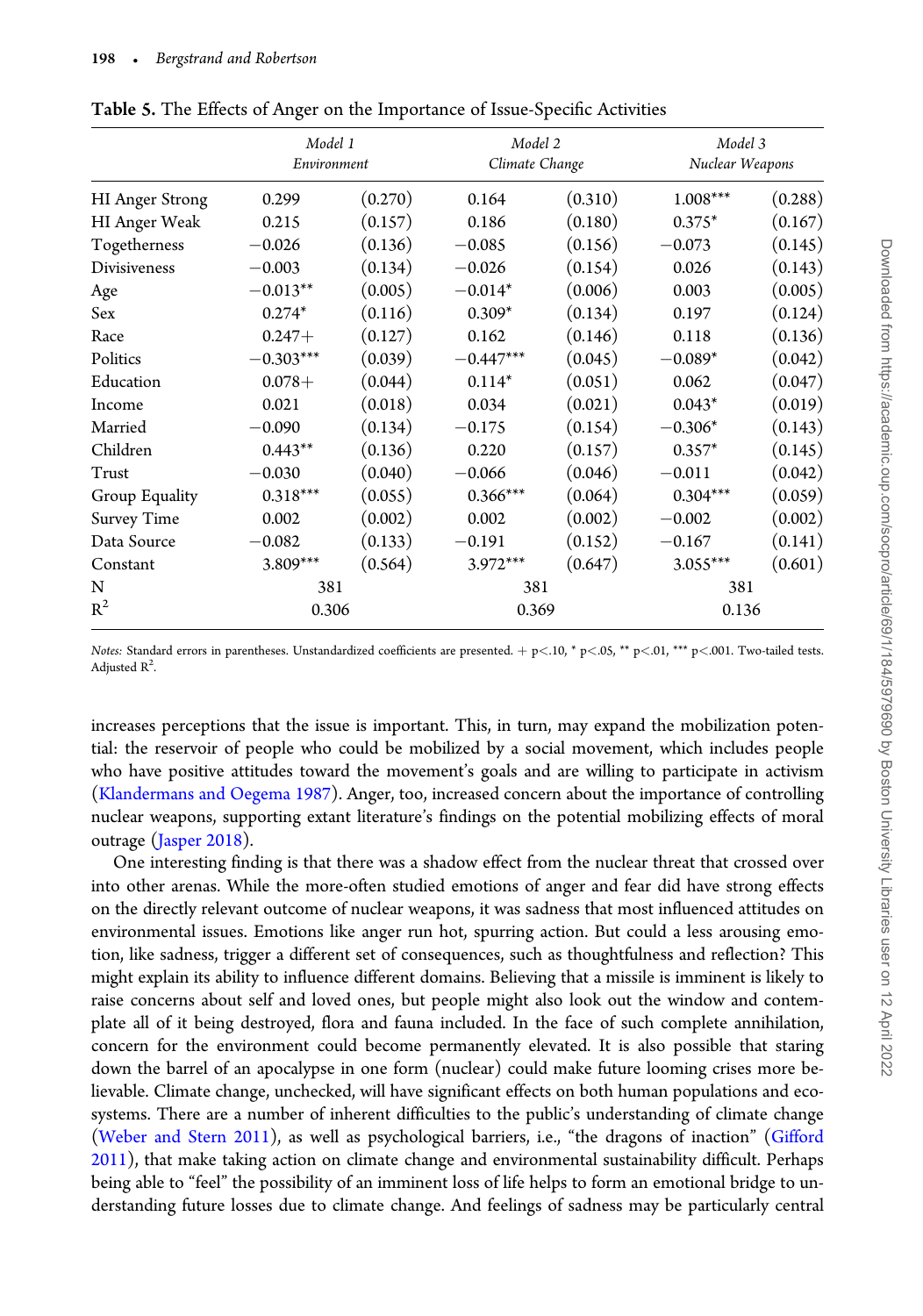Table 5. The Effects of Anger on the Importance of Issue-Specific Activities

| | Model 1 Environment | | Model 2 Climate Change | | Model 3 Nuclear Weapons | |
|---|---|---|---|---|---|---|
| HI Anger Strong | 0.299 | (0.270) | 0.164 | (0.310) | 1.008*** | (0.288) |
| HI Anger Weak | 0.215 | (0.157) | 0.186 | (0.180) | 0.375* | (0.167) |
| Togetherness | −0.026 | (0.136) | −0.085 | (0.156) | −0.073 | (0.145) |
| Divisiveness | −0.003 | (0.134) | −0.026 | (0.154) | 0.026 | (0.143) |
| Age | −0.013** | (0.005) | −0.014* | (0.006) | 0.003 | (0.005) |
| Sex | 0.274* | (0.116) | 0.309* | (0.134) | 0.197 | (0.124) |
| Race | 0.247+ | (0.127) | 0.162 | (0.146) | 0.118 | (0.136) |
| Politics | −0.303*** | (0.039) | −0.447*** | (0.045) | −0.089* | (0.042) |
| Education | 0.078+ | (0.044) | 0.114* | (0.051) | 0.062 | (0.047) |
| Income | 0.021 | (0.018) | 0.034 | (0.021) | 0.043* | (0.019) |
| Married | −0.090 | (0.134) | −0.175 | (0.154) | −0.306* | (0.143) |
| Children | 0.443** | (0.136) | 0.220 | (0.157) | 0.357* | (0.145) |
| Trust | −0.030 | (0.040) | −0.066 | (0.046) | −0.011 | (0.042) |
| Group Equality | 0.318*** | (0.055) | 0.366*** | (0.064) | 0.304*** | (0.059) |
| Survey Time | 0.002 | (0.002) | 0.002 | (0.002) | −0.002 | (0.002) |
| Data Source | −0.082 | (0.133) | −0.191 | (0.152) | −0.167 | (0.141) |
| Constant | 3.809*** | (0.564) | 3.972*** | (0.647) | 3.055*** | (0.601) |
| N | 381 | | 381 | | 381 | |
| $R^2$ | 0.306 | | 0.369 | | 0.136 | |

*Notes:* Standard errors in parentheses. Unstandardized coefficients are presented. + p<.10, * p<.05, ** p<.01, *** p<.001. Two-tailed tests. Adjusted $R^2$.

increases perceptions that the issue is important. This, in turn, may expand the mobilization potential: the reservoir of people who could be mobilized by a social movement, which includes people who have positive attitudes toward the movement's goals and are willing to participate in activism (Klandermans and Oegema 1987). Anger, too, increased concern about the importance of controlling nuclear weapons, supporting extant literature's findings on the potential mobilizing effects of moral outrage (Jasper 2018).

One interesting finding is that there was a shadow effect from the nuclear threat that crossed over into other arenas. While the more-often studied emotions of anger and fear did have strong effects on the directly relevant outcome of nuclear weapons, it was sadness that most influenced attitudes on environmental issues. Emotions like anger run hot, spurring action. But could a less arousing emotion, like sadness, trigger a different set of consequences, such as thoughtfulness and reflection? This might explain its ability to influence different domains. Believing that a missile is imminent is likely to raise concerns about self and loved ones, but people might also look out the window and contemplate all of it being destroyed, flora and fauna included. In the face of such complete annihilation, concern for the environment could become permanently elevated. It is also possible that staring down the barrel of an apocalypse in one form (nuclear) could make future looming crises more believable. Climate change, unchecked, will have significant effects on both human populations and ecosystems. There are a number of inherent difficulties to the public's understanding of climate change (Weber and Stern 2011), as well as psychological barriers, i.e., "the dragons of inaction" (Gifford 2011), that make taking action on climate change and environmental sustainability difficult. Perhaps being able to "feel" the possibility of an imminent loss of life helps to form an emotional bridge to understanding future losses due to climate change. And feelings of sadness may be particularly central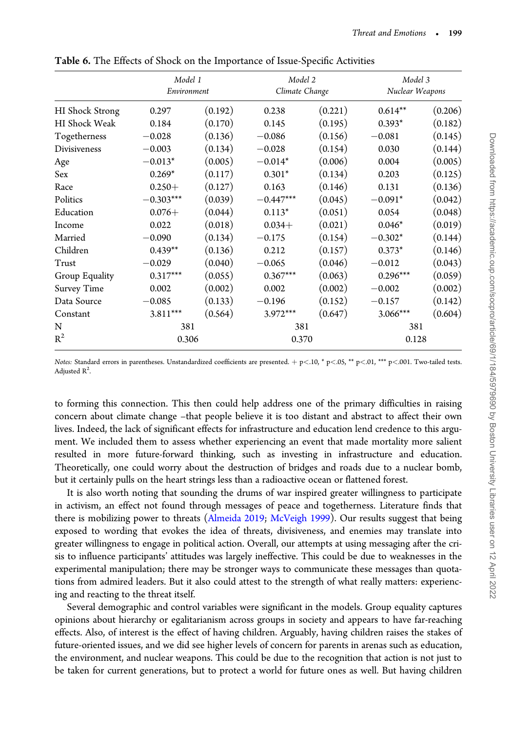**Table 6.** The Effects of Shock on the Importance of Issue-Specific Activities

| | *Model 1* | | *Model 2* | | *Model 3* | |
|---|---|---|---|---|---|---|
| | *Environment* | | *Climate Change* | | *Nuclear Weapons* | |
| HI Shock Strong | 0.297 | (0.192) | 0.238 | (0.221) | 0.614** | (0.206) |
| HI Shock Weak | 0.184 | (0.170) | 0.145 | (0.195) | 0.393* | (0.182) |
| Togetherness | −0.028 | (0.136) | −0.086 | (0.156) | −0.081 | (0.145) |
| Divisiveness | −0.003 | (0.134) | −0.028 | (0.154) | 0.030 | (0.144) |
| Age | −0.013* | (0.005) | −0.014* | (0.006) | 0.004 | (0.005) |
| Sex | 0.269* | (0.117) | 0.301* | (0.134) | 0.203 | (0.125) |
| Race | 0.250+ | (0.127) | 0.163 | (0.146) | 0.131 | (0.136) |
| Politics | −0.303*** | (0.039) | −0.447*** | (0.045) | −0.091* | (0.042) |
| Education | 0.076+ | (0.044) | 0.113* | (0.051) | 0.054 | (0.048) |
| Income | 0.022 | (0.018) | 0.034+ | (0.021) | 0.046* | (0.019) |
| Married | −0.090 | (0.134) | −0.175 | (0.154) | −0.302* | (0.144) |
| Children | 0.439** | (0.136) | 0.212 | (0.157) | 0.373* | (0.146) |
| Trust | −0.029 | (0.040) | −0.065 | (0.046) | −0.012 | (0.043) |
| Group Equality | 0.317*** | (0.055) | 0.367*** | (0.063) | 0.296*** | (0.059) |
| Survey Time | 0.002 | (0.002) | 0.002 | (0.002) | −0.002 | (0.002) |
| Data Source | −0.085 | (0.133) | −0.196 | (0.152) | −0.157 | (0.142) |
| Constant | 3.811*** | (0.564) | 3.972*** | (0.647) | 3.066*** | (0.604) |
| N | 381 | | 381 | | 381 | |
| $R^2$ | 0.306 | | 0.370 | | 0.128 | |

*Notes:* Standard errors in parentheses. Unstandardized coefficients are presented. + p<.10, * p<.05, ** p<.01, *** p<.001. Two-tailed tests. Adjusted $R^2$.

to forming this connection. This then could help address one of the primary difficulties in raising concern about climate change –that people believe it is too distant and abstract to affect their own lives. Indeed, the lack of significant effects for infrastructure and education lend credence to this argument. We included them to assess whether experiencing an event that made mortality more salient resulted in more future-forward thinking, such as investing in infrastructure and education. Theoretically, one could worry about the destruction of bridges and roads due to a nuclear bomb, but it certainly pulls on the heart strings less than a radioactive ocean or flattened forest.

It is also worth noting that sounding the drums of war inspired greater willingness to participate in activism, an effect not found through messages of peace and togetherness. Literature finds that there is mobilizing power to threats (Almeida 2019; McVeigh 1999). Our results suggest that being exposed to wording that evokes the idea of threats, divisiveness, and enemies may translate into greater willingness to engage in political action. Overall, our attempts at using messaging after the crisis to influence participants' attitudes was largely ineffective. This could be due to weaknesses in the experimental manipulation; there may be stronger ways to communicate these messages than quotations from admired leaders. But it also could attest to the strength of what really matters: experiencing and reacting to the threat itself.

Several demographic and control variables were significant in the models. Group equality captures opinions about hierarchy or egalitarianism across groups in society and appears to have far-reaching effects. Also, of interest is the effect of having children. Arguably, having children raises the stakes of future-oriented issues, and we did see higher levels of concern for parents in arenas such as education, the environment, and nuclear weapons. This could be due to the recognition that action is not just to be taken for current generations, but to protect a world for future ones as well. But having children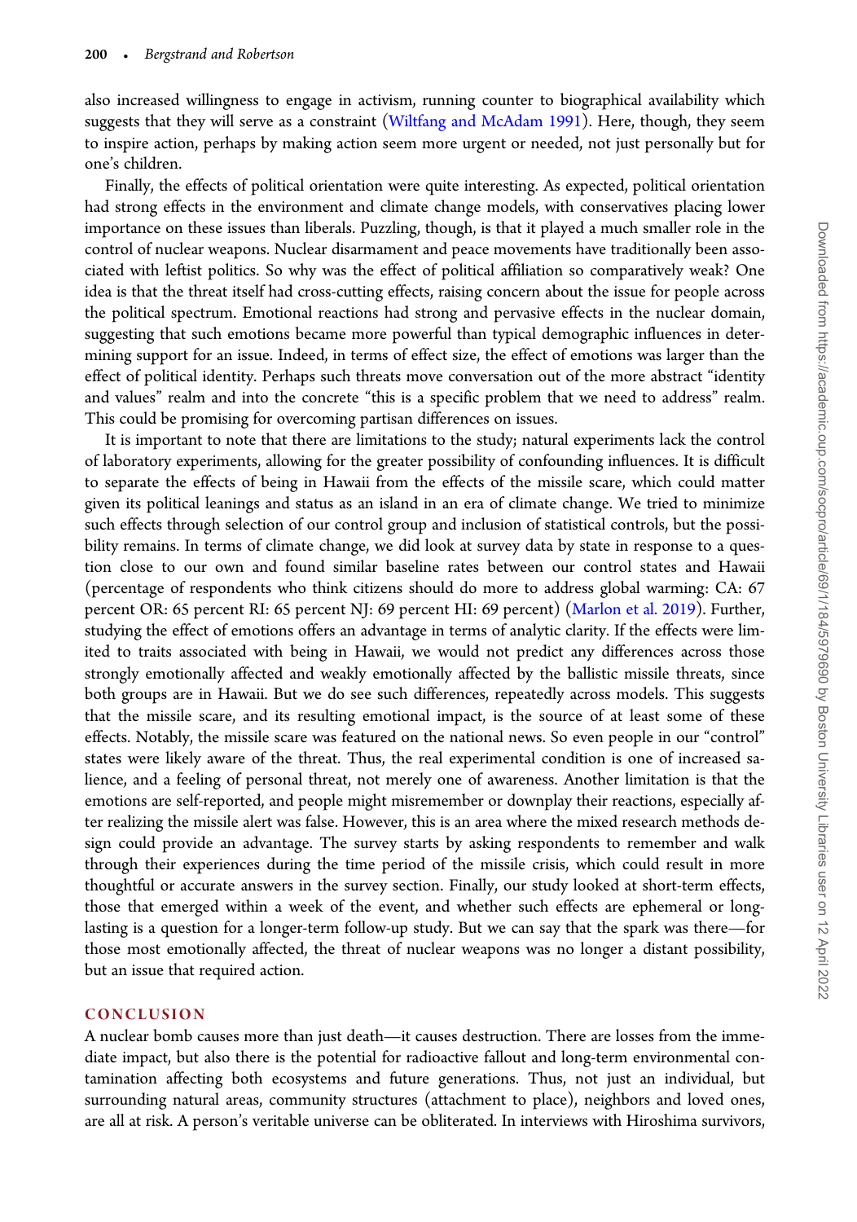also increased willingness to engage in activism, running counter to biographical availability which suggests that they will serve as a constraint (Wiltfang and McAdam 1991). Here, though, they seem to inspire action, perhaps by making action seem more urgent or needed, not just personally but for one's children.

Finally, the effects of political orientation were quite interesting. As expected, political orientation had strong effects in the environment and climate change models, with conservatives placing lower importance on these issues than liberals. Puzzling, though, is that it played a much smaller role in the control of nuclear weapons. Nuclear disarmament and peace movements have traditionally been associated with leftist politics. So why was the effect of political affiliation so comparatively weak? One idea is that the threat itself had cross-cutting effects, raising concern about the issue for people across the political spectrum. Emotional reactions had strong and pervasive effects in the nuclear domain, suggesting that such emotions became more powerful than typical demographic influences in determining support for an issue. Indeed, in terms of effect size, the effect of emotions was larger than the effect of political identity. Perhaps such threats move conversation out of the more abstract "identity and values" realm and into the concrete "this is a specific problem that we need to address" realm. This could be promising for overcoming partisan differences on issues.

It is important to note that there are limitations to the study; natural experiments lack the control of laboratory experiments, allowing for the greater possibility of confounding influences. It is difficult to separate the effects of being in Hawaii from the effects of the missile scare, which could matter given its political leanings and status as an island in an era of climate change. We tried to minimize such effects through selection of our control group and inclusion of statistical controls, but the possibility remains. In terms of climate change, we did look at survey data by state in response to a question close to our own and found similar baseline rates between our control states and Hawaii (percentage of respondents who think citizens should do more to address global warming: CA: 67 percent OR: 65 percent RI: 65 percent NJ: 69 percent HI: 69 percent) (Marlon et al. 2019). Further, studying the effect of emotions offers an advantage in terms of analytic clarity. If the effects were limited to traits associated with being in Hawaii, we would not predict any differences across those strongly emotionally affected and weakly emotionally affected by the ballistic missile threats, since both groups are in Hawaii. But we do see such differences, repeatedly across models. This suggests that the missile scare, and its resulting emotional impact, is the source of at least some of these effects. Notably, the missile scare was featured on the national news. So even people in our "control" states were likely aware of the threat. Thus, the real experimental condition is one of increased salience, and a feeling of personal threat, not merely one of awareness. Another limitation is that the emotions are self-reported, and people might misremember or downplay their reactions, especially after realizing the missile alert was false. However, this is an area where the mixed research methods design could provide an advantage. The survey starts by asking respondents to remember and walk through their experiences during the time period of the missile crisis, which could result in more thoughtful or accurate answers in the survey section. Finally, our study looked at short-term effects, those that emerged within a week of the event, and whether such effects are ephemeral or long-lasting is a question for a longer-term follow-up study. But we can say that the spark was there—for those most emotionally affected, the threat of nuclear weapons was no longer a distant possibility, but an issue that required action.

## CONCLUSION

A nuclear bomb causes more than just death—it causes destruction. There are losses from the immediate impact, but also there is the potential for radioactive fallout and long-term environmental contamination affecting both ecosystems and future generations. Thus, not just an individual, but surrounding natural areas, community structures (attachment to place), neighbors and loved ones, are all at risk. A person's veritable universe can be obliterated. In interviews with Hiroshima survivors,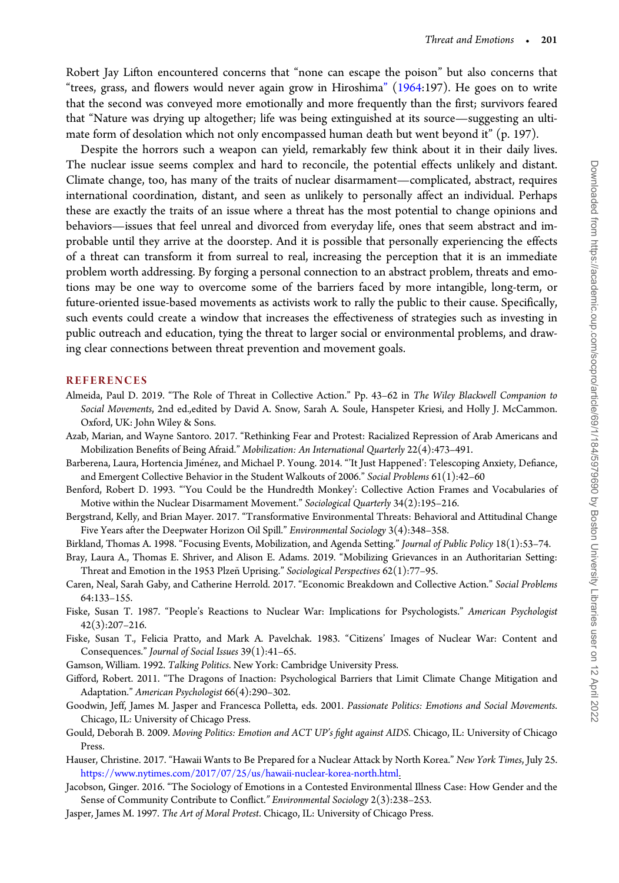Robert Jay Lifton encountered concerns that "none can escape the poison" but also concerns that "trees, grass, and flowers would never again grow in Hiroshima" (1964:197). He goes on to write that the second was conveyed more emotionally and more frequently than the first; survivors feared that "Nature was drying up altogether; life was being extinguished at its source—suggesting an ultimate form of desolation which not only encompassed human death but went beyond it" (p. 197).

Despite the horrors such a weapon can yield, remarkably few think about it in their daily lives. The nuclear issue seems complex and hard to reconcile, the potential effects unlikely and distant. Climate change, too, has many of the traits of nuclear disarmament—complicated, abstract, requires international coordination, distant, and seen as unlikely to personally affect an individual. Perhaps these are exactly the traits of an issue where a threat has the most potential to change opinions and behaviors—issues that feel unreal and divorced from everyday life, ones that seem abstract and improbable until they arrive at the doorstep. And it is possible that personally experiencing the effects of a threat can transform it from surreal to real, increasing the perception that it is an immediate problem worth addressing. By forging a personal connection to an abstract problem, threats and emotions may be one way to overcome some of the barriers faced by more intangible, long-term, or future-oriented issue-based movements as activists work to rally the public to their cause. Specifically, such events could create a window that increases the effectiveness of strategies such as investing in public outreach and education, tying the threat to larger social or environmental problems, and drawing clear connections between threat prevention and movement goals.

## REFERENCES

Almeida, Paul D. 2019. "The Role of Threat in Collective Action." Pp. 43–62 in *The Wiley Blackwell Companion to Social Movements*, 2nd ed.,edited by David A. Snow, Sarah A. Soule, Hanspeter Kriesi, and Holly J. McCammon. Oxford, UK: John Wiley & Sons.

Azab, Marian, and Wayne Santoro. 2017. "Rethinking Fear and Protest: Racialized Repression of Arab Americans and Mobilization Benefits of Being Afraid." *Mobilization: An International Quarterly* 22(4):473–491.

Barberena, Laura, Hortencia Jiménez, and Michael P. Young. 2014. "'It Just Happened': Telescoping Anxiety, Defiance, and Emergent Collective Behavior in the Student Walkouts of 2006." *Social Problems* 61(1):42–60

Benford, Robert D. 1993. "'You Could be the Hundredth Monkey': Collective Action Frames and Vocabularies of Motive within the Nuclear Disarmament Movement." *Sociological Quarterly* 34(2):195–216.

Bergstrand, Kelly, and Brian Mayer. 2017. "Transformative Environmental Threats: Behavioral and Attitudinal Change Five Years after the Deepwater Horizon Oil Spill." *Environmental Sociology* 3(4):348–358.

Birkland, Thomas A. 1998. "Focusing Events, Mobilization, and Agenda Setting." *Journal of Public Policy* 18(1):53–74.

Bray, Laura A., Thomas E. Shriver, and Alison E. Adams. 2019. "Mobilizing Grievances in an Authoritarian Setting: Threat and Emotion in the 1953 Plzeň Uprising." *Sociological Perspectives* 62(1):77–95.

Caren, Neal, Sarah Gaby, and Catherine Herrold. 2017. "Economic Breakdown and Collective Action." *Social Problems* 64:133–155.

Fiske, Susan T. 1987. "People's Reactions to Nuclear War: Implications for Psychologists." *American Psychologist* 42(3):207–216.

Fiske, Susan T., Felicia Pratto, and Mark A. Pavelchak. 1983. "Citizens' Images of Nuclear War: Content and Consequences." *Journal of Social Issues* 39(1):41–65.

Gamson, William. 1992. *Talking Politics*. New York: Cambridge University Press.

Gifford, Robert. 2011. "The Dragons of Inaction: Psychological Barriers that Limit Climate Change Mitigation and Adaptation." *American Psychologist* 66(4):290–302.

Goodwin, Jeff, James M. Jasper and Francesca Polletta, eds. 2001. *Passionate Politics: Emotions and Social Movements*. Chicago, IL: University of Chicago Press.

Gould, Deborah B. 2009. *Moving Politics: Emotion and ACT UP's fight against AIDS*. Chicago, IL: University of Chicago Press.

Hauser, Christine. 2017. "Hawaii Wants to Be Prepared for a Nuclear Attack by North Korea." *New York Times*, July 25. https://www.nytimes.com/2017/07/25/us/hawaii-nuclear-korea-north.html.

Jacobson, Ginger. 2016. "The Sociology of Emotions in a Contested Environmental Illness Case: How Gender and the Sense of Community Contribute to Conflict." *Environmental Sociology* 2(3):238–253.

Jasper, James M. 1997. *The Art of Moral Protest*. Chicago, IL: University of Chicago Press.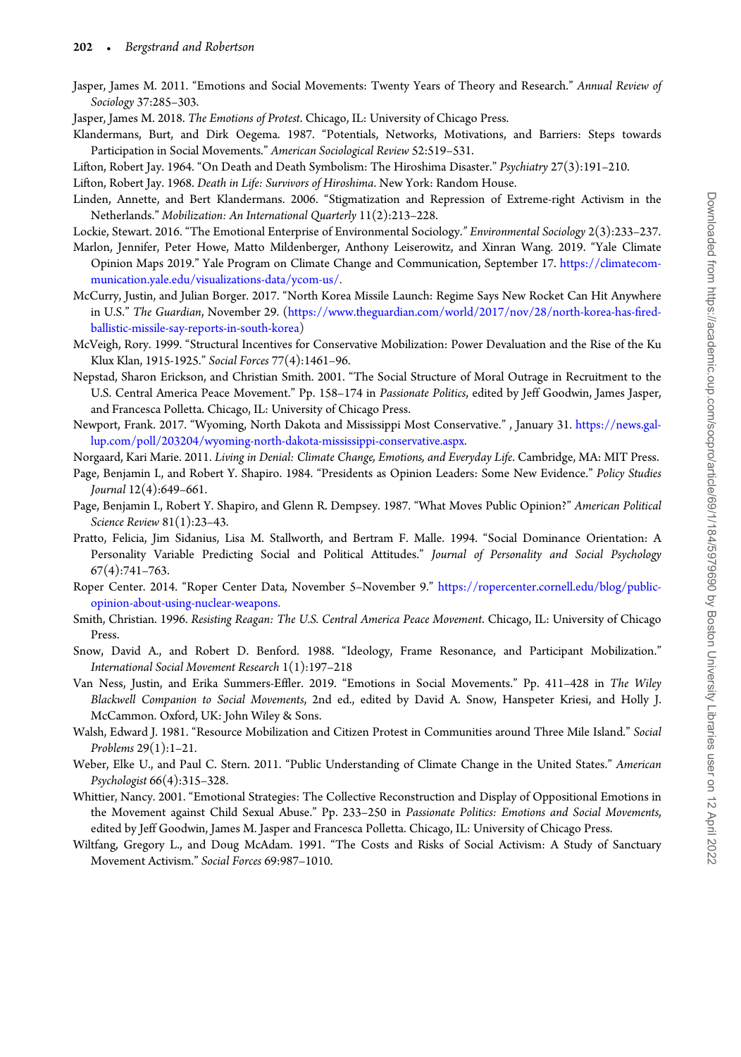Jasper, James M. 2011. "Emotions and Social Movements: Twenty Years of Theory and Research." *Annual Review of Sociology* 37:285–303.

Jasper, James M. 2018. *The Emotions of Protest*. Chicago, IL: University of Chicago Press.

Klandermans, Burt, and Dirk Oegema. 1987. "Potentials, Networks, Motivations, and Barriers: Steps towards Participation in Social Movements." *American Sociological Review* 52:519–531.

Lifton, Robert Jay. 1964. "On Death and Death Symbolism: The Hiroshima Disaster." *Psychiatry* 27(3):191–210.

Lifton, Robert Jay. 1968. *Death in Life: Survivors of Hiroshima*. New York: Random House.

Linden, Annette, and Bert Klandermans. 2006. "Stigmatization and Repression of Extreme-right Activism in the Netherlands." *Mobilization: An International Quarterly* 11(2):213–228.

Lockie, Stewart. 2016. "The Emotional Enterprise of Environmental Sociology." *Environmental Sociology* 2(3):233–237.

Marlon, Jennifer, Peter Howe, Matto Mildenberger, Anthony Leiserowitz, and Xinran Wang. 2019. "Yale Climate Opinion Maps 2019." Yale Program on Climate Change and Communication, September 17. https://climatecommunication.yale.edu/visualizations-data/ycom-us/.

McCurry, Justin, and Julian Borger. 2017. "North Korea Missile Launch: Regime Says New Rocket Can Hit Anywhere in U.S." *The Guardian*, November 29. (https://www.theguardian.com/world/2017/nov/28/north-korea-has-fired-ballistic-missile-say-reports-in-south-korea)

McVeigh, Rory. 1999. "Structural Incentives for Conservative Mobilization: Power Devaluation and the Rise of the Ku Klux Klan, 1915-1925." *Social Forces* 77(4):1461–96.

Nepstad, Sharon Erickson, and Christian Smith. 2001. "The Social Structure of Moral Outrage in Recruitment to the U.S. Central America Peace Movement." Pp. 158–174 in *Passionate Politics*, edited by Jeff Goodwin, James Jasper, and Francesca Polletta. Chicago, IL: University of Chicago Press.

Newport, Frank. 2017. "Wyoming, North Dakota and Mississippi Most Conservative." , January 31. https://news.gallup.com/poll/203204/wyoming-north-dakota-mississippi-conservative.aspx.

Norgaard, Kari Marie. 2011. *Living in Denial: Climate Change, Emotions, and Everyday Life*. Cambridge, MA: MIT Press.

Page, Benjamin I., and Robert Y. Shapiro. 1984. "Presidents as Opinion Leaders: Some New Evidence." *Policy Studies Journal* 12(4):649–661.

Page, Benjamin I., Robert Y. Shapiro, and Glenn R. Dempsey. 1987. "What Moves Public Opinion?" *American Political Science Review* 81(1):23–43.

Pratto, Felicia, Jim Sidanius, Lisa M. Stallworth, and Bertram F. Malle. 1994. "Social Dominance Orientation: A Personality Variable Predicting Social and Political Attitudes." *Journal of Personality and Social Psychology* 67(4):741–763.

Roper Center. 2014. "Roper Center Data, November 5–November 9." https://ropercenter.cornell.edu/blog/public-opinion-about-using-nuclear-weapons.

Smith, Christian. 1996. *Resisting Reagan: The U.S. Central America Peace Movement*. Chicago, IL: University of Chicago Press.

Snow, David A., and Robert D. Benford. 1988. "Ideology, Frame Resonance, and Participant Mobilization." *International Social Movement Research* 1(1):197–218

Van Ness, Justin, and Erika Summers-Effler. 2019. "Emotions in Social Movements." Pp. 411–428 in *The Wiley Blackwell Companion to Social Movements*, 2nd ed., edited by David A. Snow, Hanspeter Kriesi, and Holly J. McCammon. Oxford, UK: John Wiley & Sons.

Walsh, Edward J. 1981. "Resource Mobilization and Citizen Protest in Communities around Three Mile Island." *Social Problems* 29(1):1–21.

Weber, Elke U., and Paul C. Stern. 2011. "Public Understanding of Climate Change in the United States." *American Psychologist* 66(4):315–328.

Whittier, Nancy. 2001. "Emotional Strategies: The Collective Reconstruction and Display of Oppositional Emotions in the Movement against Child Sexual Abuse." Pp. 233–250 in *Passionate Politics: Emotions and Social Movements*, edited by Jeff Goodwin, James M. Jasper and Francesca Polletta. Chicago, IL: University of Chicago Press.

Wiltfang, Gregory L., and Doug McAdam. 1991. "The Costs and Risks of Social Activism: A Study of Sanctuary Movement Activism." *Social Forces* 69:987–1010.